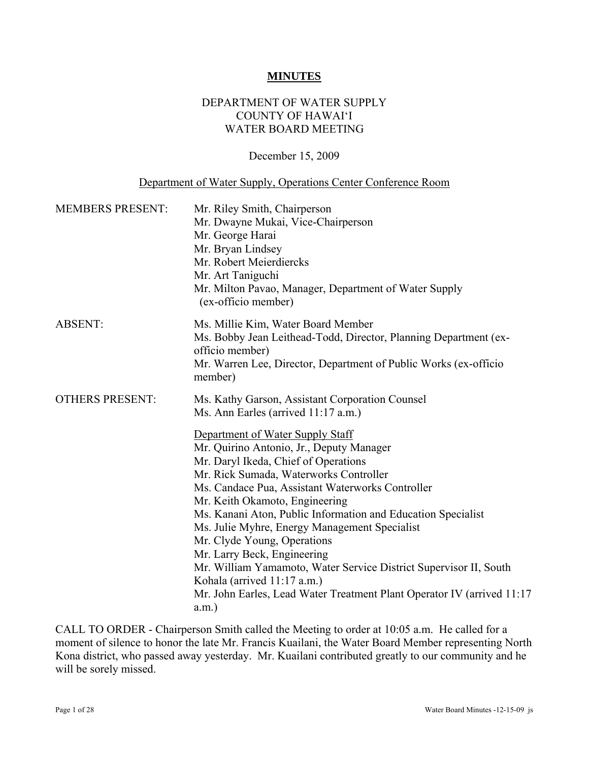# MINUTES

DEPARTMENT OF WATER SUPPLY
COUNTY OF HAWAI'I
WATER BOARD MEETING

December 15, 2009

Department of Water Supply, Operations Center Conference Room

MEMBERS PRESENT:
- Mr. Riley Smith, Chairperson
- Mr. Dwayne Mukai, Vice-Chairperson
- Mr. George Harai
- Mr. Bryan Lindsey
- Mr. Robert Meierdiercks
- Mr. Art Taniguchi
- Mr. Milton Pavao, Manager, Department of Water Supply (ex-officio member)

ABSENT:
- Ms. Millie Kim, Water Board Member
- Ms. Bobby Jean Leithead-Todd, Director, Planning Department (ex-officio member)
- Mr. Warren Lee, Director, Department of Public Works (ex-officio member)

OTHERS PRESENT:
- Ms. Kathy Garson, Assistant Corporation Counsel
- Ms. Ann Earles (arrived 11:17 a.m.)

Department of Water Supply Staff
- Mr. Quirino Antonio, Jr., Deputy Manager
- Mr. Daryl Ikeda, Chief of Operations
- Mr. Rick Sumada, Waterworks Controller
- Ms. Candace Pua, Assistant Waterworks Controller
- Mr. Keith Okamoto, Engineering
- Ms. Kanani Aton, Public Information and Education Specialist
- Ms. Julie Myhre, Energy Management Specialist
- Mr. Clyde Young, Operations
- Mr. Larry Beck, Engineering
- Mr. William Yamamoto, Water Service District Supervisor II, South Kohala (arrived 11:17 a.m.)
- Mr. John Earles, Lead Water Treatment Plant Operator IV (arrived 11:17 a.m.)

CALL TO ORDER - Chairperson Smith called the Meeting to order at 10:05 a.m. He called for a moment of silence to honor the late Mr. Francis Kuailani, the Water Board Member representing North Kona district, who passed away yesterday. Mr. Kuailani contributed greatly to our community and he will be sorely missed.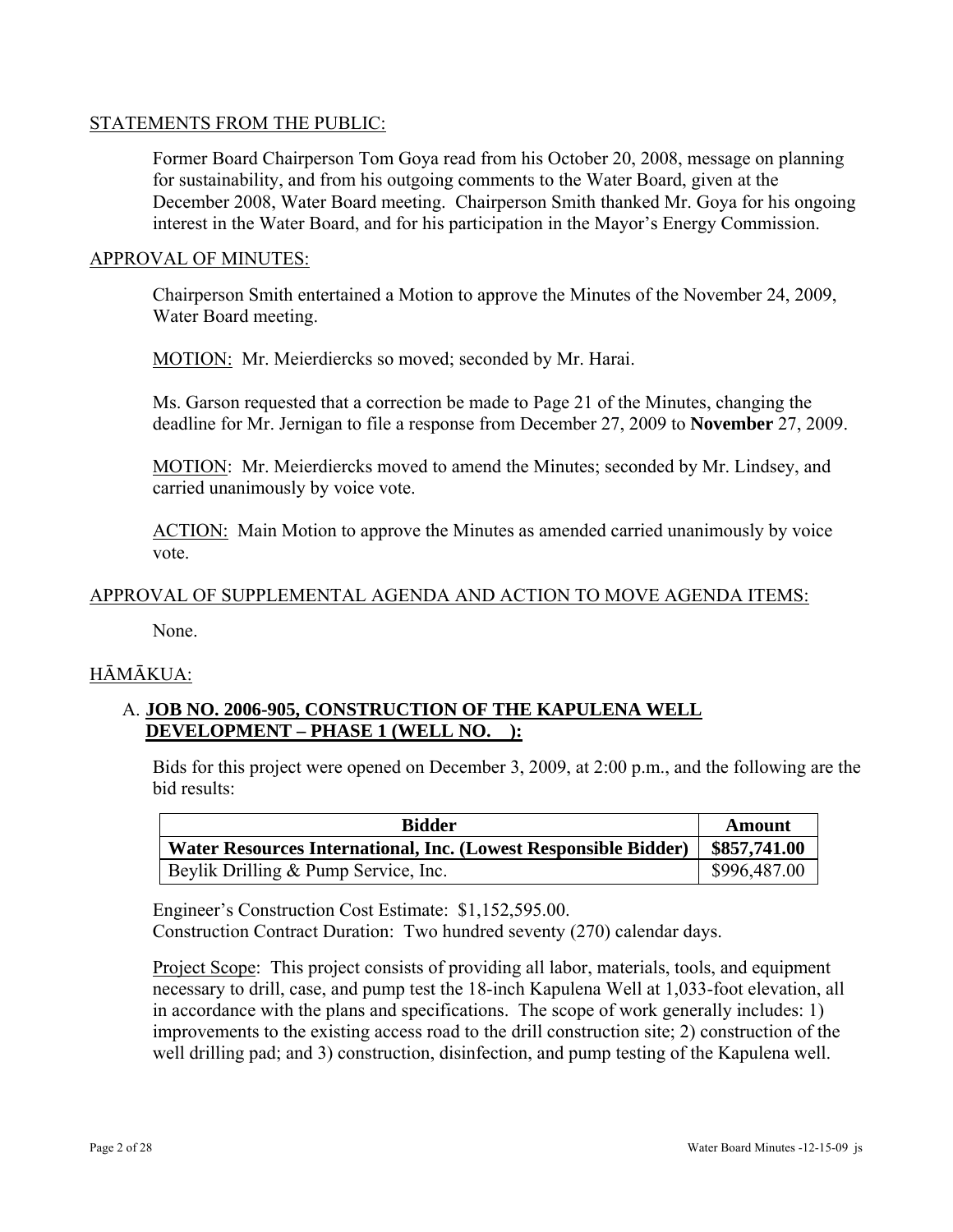## STATEMENTS FROM THE PUBLIC:

Former Board Chairperson Tom Goya read from his October 20, 2008, message on planning for sustainability, and from his outgoing comments to the Water Board, given at the December 2008, Water Board meeting. Chairperson Smith thanked Mr. Goya for his ongoing interest in the Water Board, and for his participation in the Mayor's Energy Commission.

## APPROVAL OF MINUTES:

Chairperson Smith entertained a Motion to approve the Minutes of the November 24, 2009, Water Board meeting.

MOTION: Mr. Meierdiercks so moved; seconded by Mr. Harai.

Ms. Garson requested that a correction be made to Page 21 of the Minutes, changing the deadline for Mr. Jernigan to file a response from December 27, 2009 to **November** 27, 2009.

MOTION: Mr. Meierdiercks moved to amend the Minutes; seconded by Mr. Lindsey, and carried unanimously by voice vote.

ACTION: Main Motion to approve the Minutes as amended carried unanimously by voice vote.

## APPROVAL OF SUPPLEMENTAL AGENDA AND ACTION TO MOVE AGENDA ITEMS:

None.

## HĀMĀKUA:

### A. JOB NO. 2006-905, CONSTRUCTION OF THE KAPULENA WELL DEVELOPMENT – PHASE 1 (WELL NO. ):

Bids for this project were opened on December 3, 2009, at 2:00 p.m., and the following are the bid results:

| Bidder | Amount |
|---|---|
| **Water Resources International, Inc. (Lowest Responsible Bidder)** | **$857,741.00** |
| Beylik Drilling & Pump Service, Inc. | $996,487.00 |

Engineer's Construction Cost Estimate: $1,152,595.00.
Construction Contract Duration: Two hundred seventy (270) calendar days.

Project Scope: This project consists of providing all labor, materials, tools, and equipment necessary to drill, case, and pump test the 18-inch Kapulena Well at 1,033-foot elevation, all in accordance with the plans and specifications. The scope of work generally includes: 1) improvements to the existing access road to the drill construction site; 2) construction of the well drilling pad; and 3) construction, disinfection, and pump testing of the Kapulena well.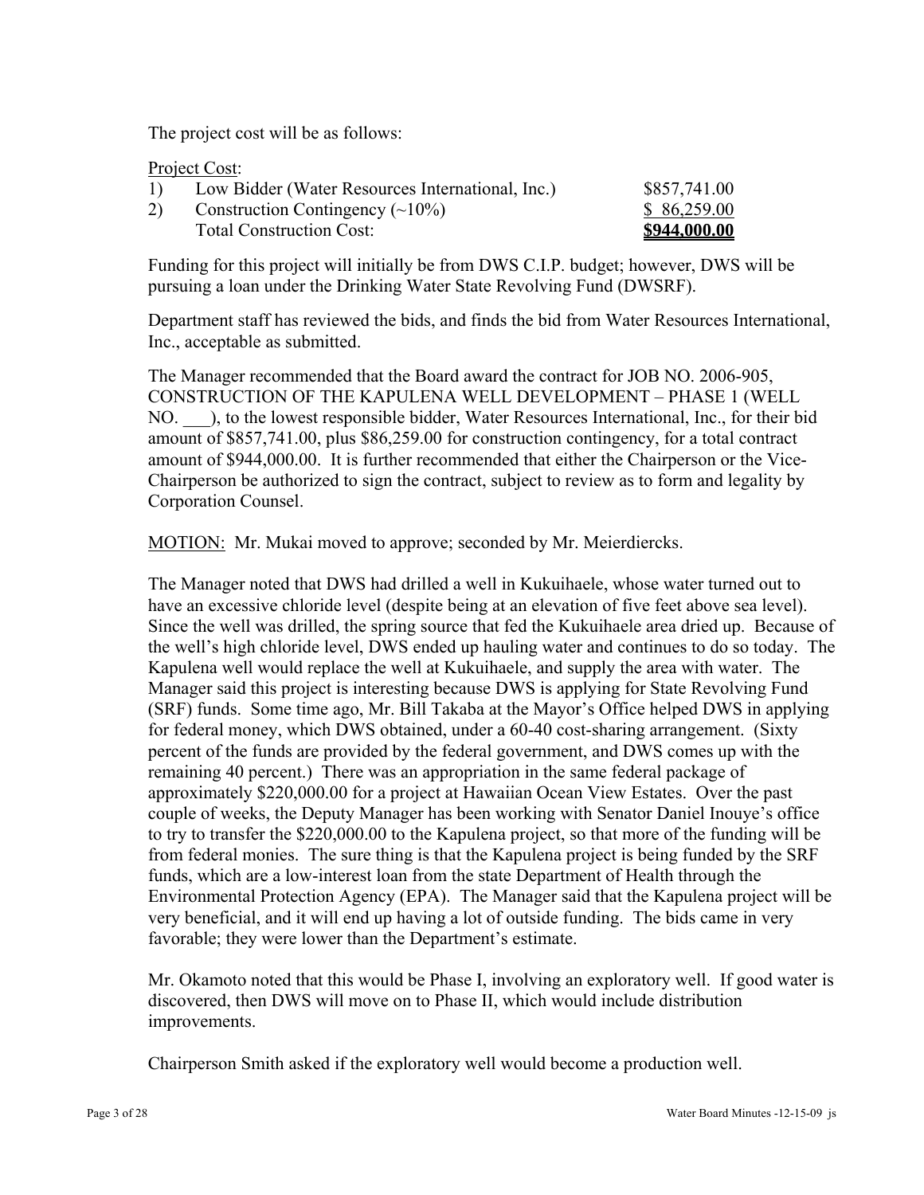The project cost will be as follows:

Project Cost:

| | | |
|---|---|---|
| 1) | Low Bidder (Water Resources International, Inc.) | \$857,741.00 |
| 2) | Construction Contingency (~10%) | \$ 86,259.00 |
| | Total Construction Cost: | **\$944,000.00** |

Funding for this project will initially be from DWS C.I.P. budget; however, DWS will be pursuing a loan under the Drinking Water State Revolving Fund (DWSRF).

Department staff has reviewed the bids, and finds the bid from Water Resources International, Inc., acceptable as submitted.

The Manager recommended that the Board award the contract for JOB NO. 2006-905, CONSTRUCTION OF THE KAPULENA WELL DEVELOPMENT – PHASE 1 (WELL NO. ___), to the lowest responsible bidder, Water Resources International, Inc., for their bid amount of \$857,741.00, plus \$86,259.00 for construction contingency, for a total contract amount of \$944,000.00. It is further recommended that either the Chairperson or the Vice-Chairperson be authorized to sign the contract, subject to review as to form and legality by Corporation Counsel.

MOTION: Mr. Mukai moved to approve; seconded by Mr. Meierdiercks.

The Manager noted that DWS had drilled a well in Kukuihaele, whose water turned out to have an excessive chloride level (despite being at an elevation of five feet above sea level). Since the well was drilled, the spring source that fed the Kukuihaele area dried up. Because of the well's high chloride level, DWS ended up hauling water and continues to do so today. The Kapulena well would replace the well at Kukuihaele, and supply the area with water. The Manager said this project is interesting because DWS is applying for State Revolving Fund (SRF) funds. Some time ago, Mr. Bill Takaba at the Mayor's Office helped DWS in applying for federal money, which DWS obtained, under a 60-40 cost-sharing arrangement. (Sixty percent of the funds are provided by the federal government, and DWS comes up with the remaining 40 percent.) There was an appropriation in the same federal package of approximately \$220,000.00 for a project at Hawaiian Ocean View Estates. Over the past couple of weeks, the Deputy Manager has been working with Senator Daniel Inouye's office to try to transfer the \$220,000.00 to the Kapulena project, so that more of the funding will be from federal monies. The sure thing is that the Kapulena project is being funded by the SRF funds, which are a low-interest loan from the state Department of Health through the Environmental Protection Agency (EPA). The Manager said that the Kapulena project will be very beneficial, and it will end up having a lot of outside funding. The bids came in very favorable; they were lower than the Department's estimate.

Mr. Okamoto noted that this would be Phase I, involving an exploratory well. If good water is discovered, then DWS will move on to Phase II, which would include distribution improvements.

Chairperson Smith asked if the exploratory well would become a production well.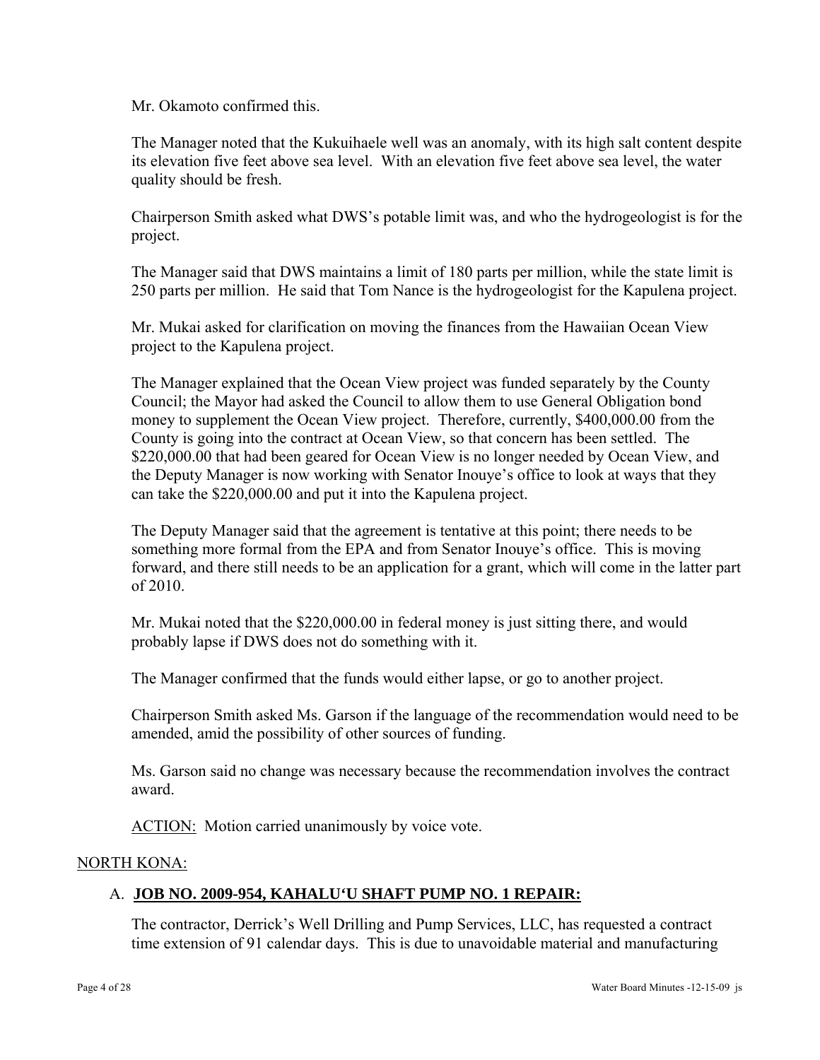Mr. Okamoto confirmed this.

The Manager noted that the Kukuihaele well was an anomaly, with its high salt content despite its elevation five feet above sea level. With an elevation five feet above sea level, the water quality should be fresh.

Chairperson Smith asked what DWS's potable limit was, and who the hydrogeologist is for the project.

The Manager said that DWS maintains a limit of 180 parts per million, while the state limit is 250 parts per million. He said that Tom Nance is the hydrogeologist for the Kapulena project.

Mr. Mukai asked for clarification on moving the finances from the Hawaiian Ocean View project to the Kapulena project.

The Manager explained that the Ocean View project was funded separately by the County Council; the Mayor had asked the Council to allow them to use General Obligation bond money to supplement the Ocean View project. Therefore, currently, $400,000.00 from the County is going into the contract at Ocean View, so that concern has been settled. The $220,000.00 that had been geared for Ocean View is no longer needed by Ocean View, and the Deputy Manager is now working with Senator Inouye's office to look at ways that they can take the $220,000.00 and put it into the Kapulena project.

The Deputy Manager said that the agreement is tentative at this point; there needs to be something more formal from the EPA and from Senator Inouye's office. This is moving forward, and there still needs to be an application for a grant, which will come in the latter part of 2010.

Mr. Mukai noted that the $220,000.00 in federal money is just sitting there, and would probably lapse if DWS does not do something with it.

The Manager confirmed that the funds would either lapse, or go to another project.

Chairperson Smith asked Ms. Garson if the language of the recommendation would need to be amended, amid the possibility of other sources of funding.

Ms. Garson said no change was necessary because the recommendation involves the contract award.

ACTION: Motion carried unanimously by voice vote.

NORTH KONA:

A. **JOB NO. 2009-954, KAHALU'U SHAFT PUMP NO. 1 REPAIR:**

The contractor, Derrick's Well Drilling and Pump Services, LLC, has requested a contract time extension of 91 calendar days. This is due to unavoidable material and manufacturing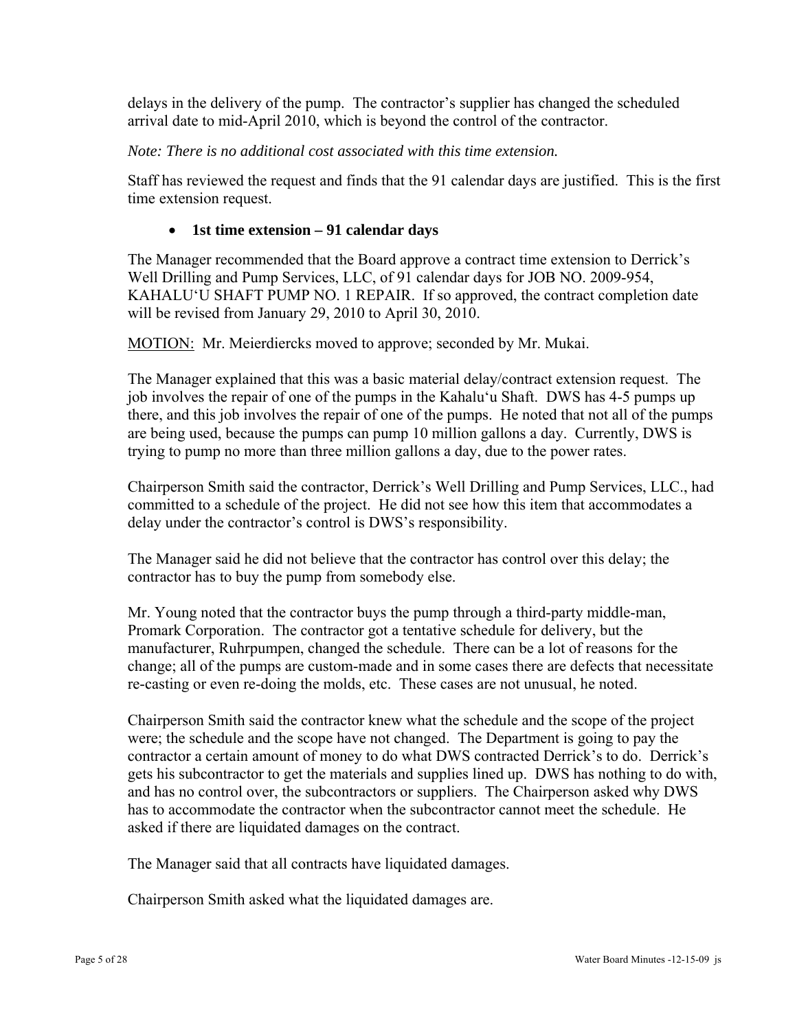delays in the delivery of the pump. The contractor's supplier has changed the scheduled arrival date to mid-April 2010, which is beyond the control of the contractor.

*Note: There is no additional cost associated with this time extension.*

Staff has reviewed the request and finds that the 91 calendar days are justified. This is the first time extension request.

- **1st time extension – 91 calendar days**

The Manager recommended that the Board approve a contract time extension to Derrick's Well Drilling and Pump Services, LLC, of 91 calendar days for JOB NO. 2009-954, KAHALU'U SHAFT PUMP NO. 1 REPAIR. If so approved, the contract completion date will be revised from January 29, 2010 to April 30, 2010.

MOTION: Mr. Meierdiercks moved to approve; seconded by Mr. Mukai.

The Manager explained that this was a basic material delay/contract extension request. The job involves the repair of one of the pumps in the Kahalu'u Shaft. DWS has 4-5 pumps up there, and this job involves the repair of one of the pumps. He noted that not all of the pumps are being used, because the pumps can pump 10 million gallons a day. Currently, DWS is trying to pump no more than three million gallons a day, due to the power rates.

Chairperson Smith said the contractor, Derrick's Well Drilling and Pump Services, LLC., had committed to a schedule of the project. He did not see how this item that accommodates a delay under the contractor's control is DWS's responsibility.

The Manager said he did not believe that the contractor has control over this delay; the contractor has to buy the pump from somebody else.

Mr. Young noted that the contractor buys the pump through a third-party middle-man, Promark Corporation. The contractor got a tentative schedule for delivery, but the manufacturer, Ruhrpumpen, changed the schedule. There can be a lot of reasons for the change; all of the pumps are custom-made and in some cases there are defects that necessitate re-casting or even re-doing the molds, etc. These cases are not unusual, he noted.

Chairperson Smith said the contractor knew what the schedule and the scope of the project were; the schedule and the scope have not changed. The Department is going to pay the contractor a certain amount of money to do what DWS contracted Derrick's to do. Derrick's gets his subcontractor to get the materials and supplies lined up. DWS has nothing to do with, and has no control over, the subcontractors or suppliers. The Chairperson asked why DWS has to accommodate the contractor when the subcontractor cannot meet the schedule. He asked if there are liquidated damages on the contract.

The Manager said that all contracts have liquidated damages.

Chairperson Smith asked what the liquidated damages are.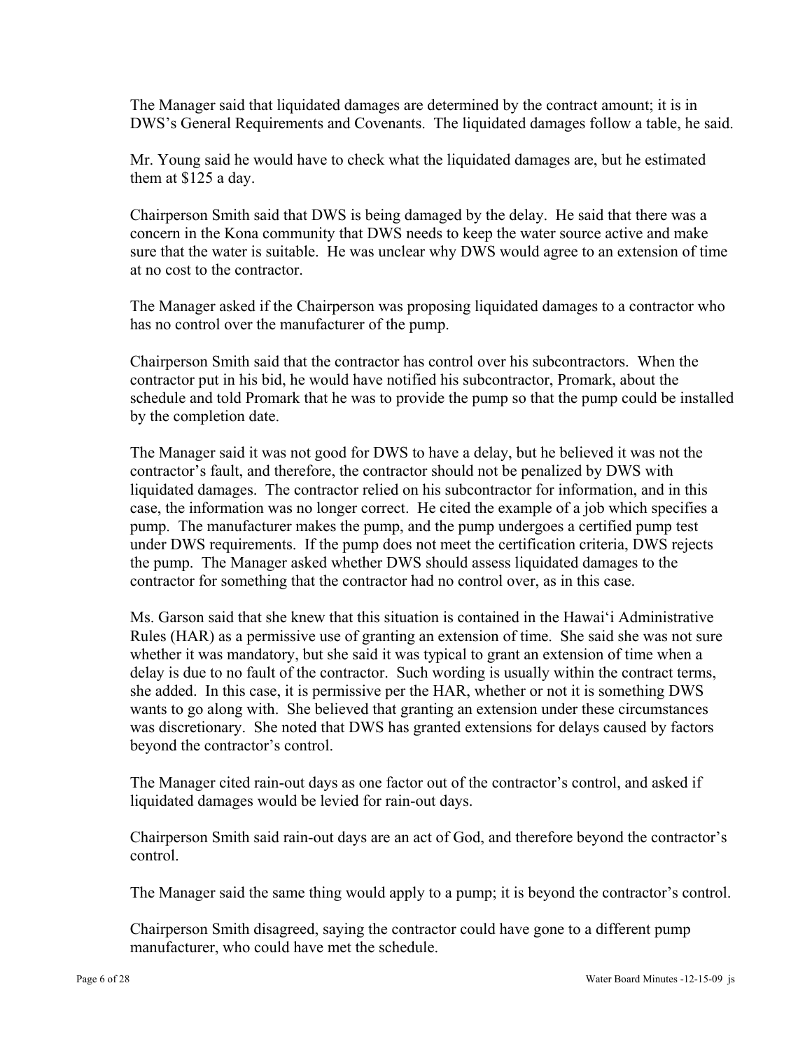The Manager said that liquidated damages are determined by the contract amount; it is in DWS's General Requirements and Covenants. The liquidated damages follow a table, he said.

Mr. Young said he would have to check what the liquidated damages are, but he estimated them at $125 a day.

Chairperson Smith said that DWS is being damaged by the delay. He said that there was a concern in the Kona community that DWS needs to keep the water source active and make sure that the water is suitable. He was unclear why DWS would agree to an extension of time at no cost to the contractor.

The Manager asked if the Chairperson was proposing liquidated damages to a contractor who has no control over the manufacturer of the pump.

Chairperson Smith said that the contractor has control over his subcontractors. When the contractor put in his bid, he would have notified his subcontractor, Promark, about the schedule and told Promark that he was to provide the pump so that the pump could be installed by the completion date.

The Manager said it was not good for DWS to have a delay, but he believed it was not the contractor's fault, and therefore, the contractor should not be penalized by DWS with liquidated damages. The contractor relied on his subcontractor for information, and in this case, the information was no longer correct. He cited the example of a job which specifies a pump. The manufacturer makes the pump, and the pump undergoes a certified pump test under DWS requirements. If the pump does not meet the certification criteria, DWS rejects the pump. The Manager asked whether DWS should assess liquidated damages to the contractor for something that the contractor had no control over, as in this case.

Ms. Garson said that she knew that this situation is contained in the Hawai'i Administrative Rules (HAR) as a permissive use of granting an extension of time. She said she was not sure whether it was mandatory, but she said it was typical to grant an extension of time when a delay is due to no fault of the contractor. Such wording is usually within the contract terms, she added. In this case, it is permissive per the HAR, whether or not it is something DWS wants to go along with. She believed that granting an extension under these circumstances was discretionary. She noted that DWS has granted extensions for delays caused by factors beyond the contractor's control.

The Manager cited rain-out days as one factor out of the contractor's control, and asked if liquidated damages would be levied for rain-out days.

Chairperson Smith said rain-out days are an act of God, and therefore beyond the contractor's control.

The Manager said the same thing would apply to a pump; it is beyond the contractor's control.

Chairperson Smith disagreed, saying the contractor could have gone to a different pump manufacturer, who could have met the schedule.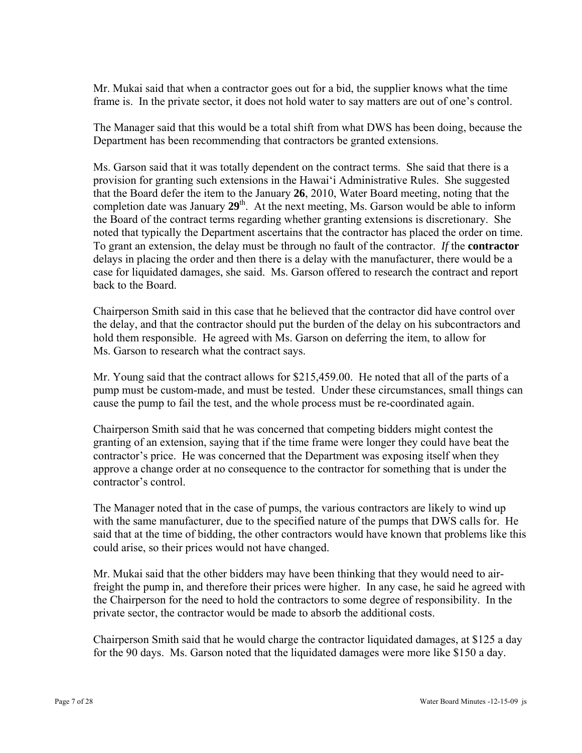Mr. Mukai said that when a contractor goes out for a bid, the supplier knows what the time frame is. In the private sector, it does not hold water to say matters are out of one's control.

The Manager said that this would be a total shift from what DWS has been doing, because the Department has been recommending that contractors be granted extensions.

Ms. Garson said that it was totally dependent on the contract terms. She said that there is a provision for granting such extensions in the Hawai'i Administrative Rules. She suggested that the Board defer the item to the January **26**, 2010, Water Board meeting, noting that the completion date was January **29**th. At the next meeting, Ms. Garson would be able to inform the Board of the contract terms regarding whether granting extensions is discretionary. She noted that typically the Department ascertains that the contractor has placed the order on time. To grant an extension, the delay must be through no fault of the contractor. *If* the **contractor** delays in placing the order and then there is a delay with the manufacturer, there would be a case for liquidated damages, she said. Ms. Garson offered to research the contract and report back to the Board.

Chairperson Smith said in this case that he believed that the contractor did have control over the delay, and that the contractor should put the burden of the delay on his subcontractors and hold them responsible. He agreed with Ms. Garson on deferring the item, to allow for Ms. Garson to research what the contract says.

Mr. Young said that the contract allows for $215,459.00. He noted that all of the parts of a pump must be custom-made, and must be tested. Under these circumstances, small things can cause the pump to fail the test, and the whole process must be re-coordinated again.

Chairperson Smith said that he was concerned that competing bidders might contest the granting of an extension, saying that if the time frame were longer they could have beat the contractor's price. He was concerned that the Department was exposing itself when they approve a change order at no consequence to the contractor for something that is under the contractor's control.

The Manager noted that in the case of pumps, the various contractors are likely to wind up with the same manufacturer, due to the specified nature of the pumps that DWS calls for. He said that at the time of bidding, the other contractors would have known that problems like this could arise, so their prices would not have changed.

Mr. Mukai said that the other bidders may have been thinking that they would need to air-freight the pump in, and therefore their prices were higher. In any case, he said he agreed with the Chairperson for the need to hold the contractors to some degree of responsibility. In the private sector, the contractor would be made to absorb the additional costs.

Chairperson Smith said that he would charge the contractor liquidated damages, at $125 a day for the 90 days. Ms. Garson noted that the liquidated damages were more like $150 a day.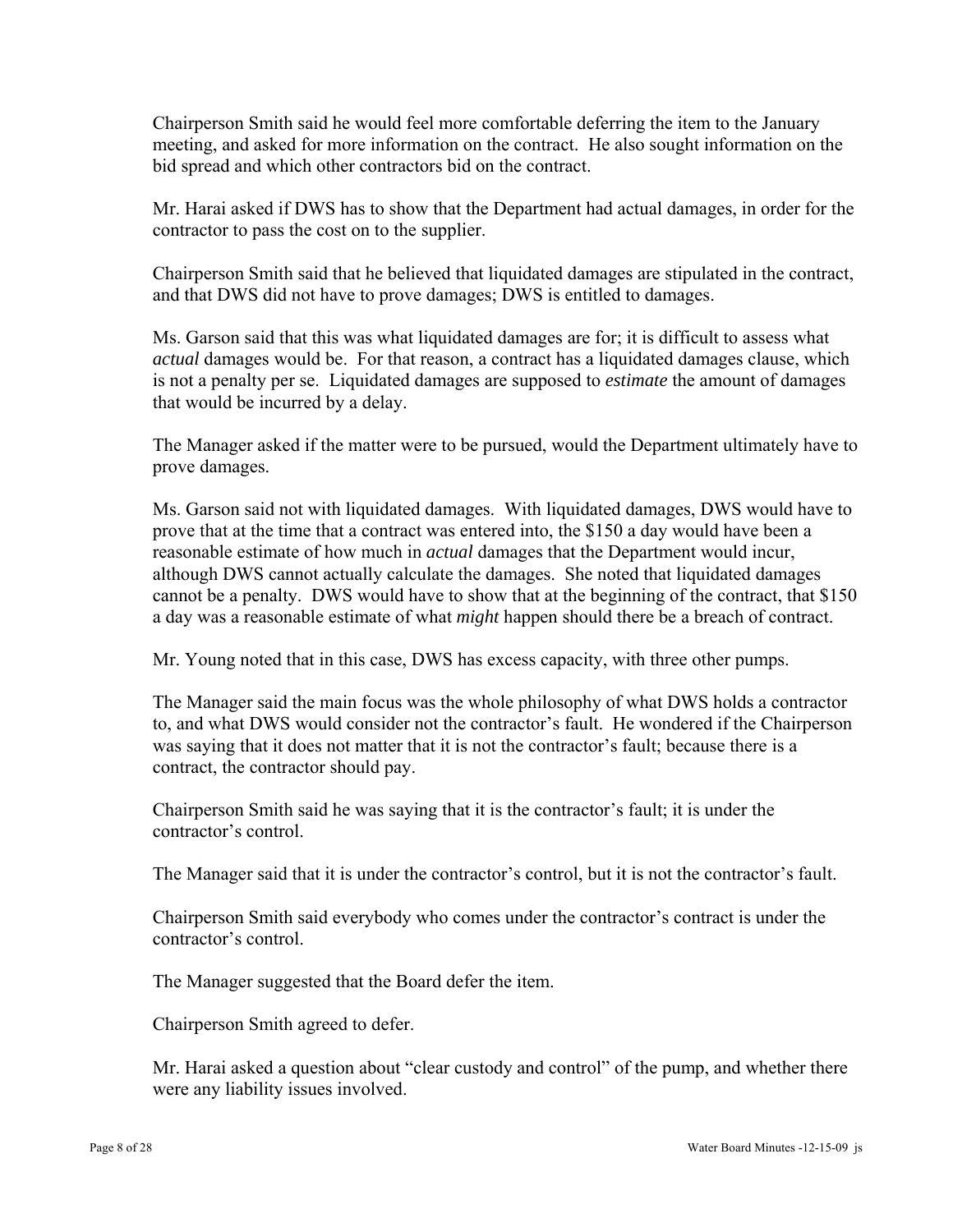Chairperson Smith said he would feel more comfortable deferring the item to the January meeting, and asked for more information on the contract. He also sought information on the bid spread and which other contractors bid on the contract.

Mr. Harai asked if DWS has to show that the Department had actual damages, in order for the contractor to pass the cost on to the supplier.

Chairperson Smith said that he believed that liquidated damages are stipulated in the contract, and that DWS did not have to prove damages; DWS is entitled to damages.

Ms. Garson said that this was what liquidated damages are for; it is difficult to assess what *actual* damages would be. For that reason, a contract has a liquidated damages clause, which is not a penalty per se. Liquidated damages are supposed to *estimate* the amount of damages that would be incurred by a delay.

The Manager asked if the matter were to be pursued, would the Department ultimately have to prove damages.

Ms. Garson said not with liquidated damages. With liquidated damages, DWS would have to prove that at the time that a contract was entered into, the $150 a day would have been a reasonable estimate of how much in *actual* damages that the Department would incur, although DWS cannot actually calculate the damages. She noted that liquidated damages cannot be a penalty. DWS would have to show that at the beginning of the contract, that $150 a day was a reasonable estimate of what *might* happen should there be a breach of contract.

Mr. Young noted that in this case, DWS has excess capacity, with three other pumps.

The Manager said the main focus was the whole philosophy of what DWS holds a contractor to, and what DWS would consider not the contractor's fault. He wondered if the Chairperson was saying that it does not matter that it is not the contractor's fault; because there is a contract, the contractor should pay.

Chairperson Smith said he was saying that it is the contractor's fault; it is under the contractor's control.

The Manager said that it is under the contractor's control, but it is not the contractor's fault.

Chairperson Smith said everybody who comes under the contractor's contract is under the contractor's control.

The Manager suggested that the Board defer the item.

Chairperson Smith agreed to defer.

Mr. Harai asked a question about "clear custody and control" of the pump, and whether there were any liability issues involved.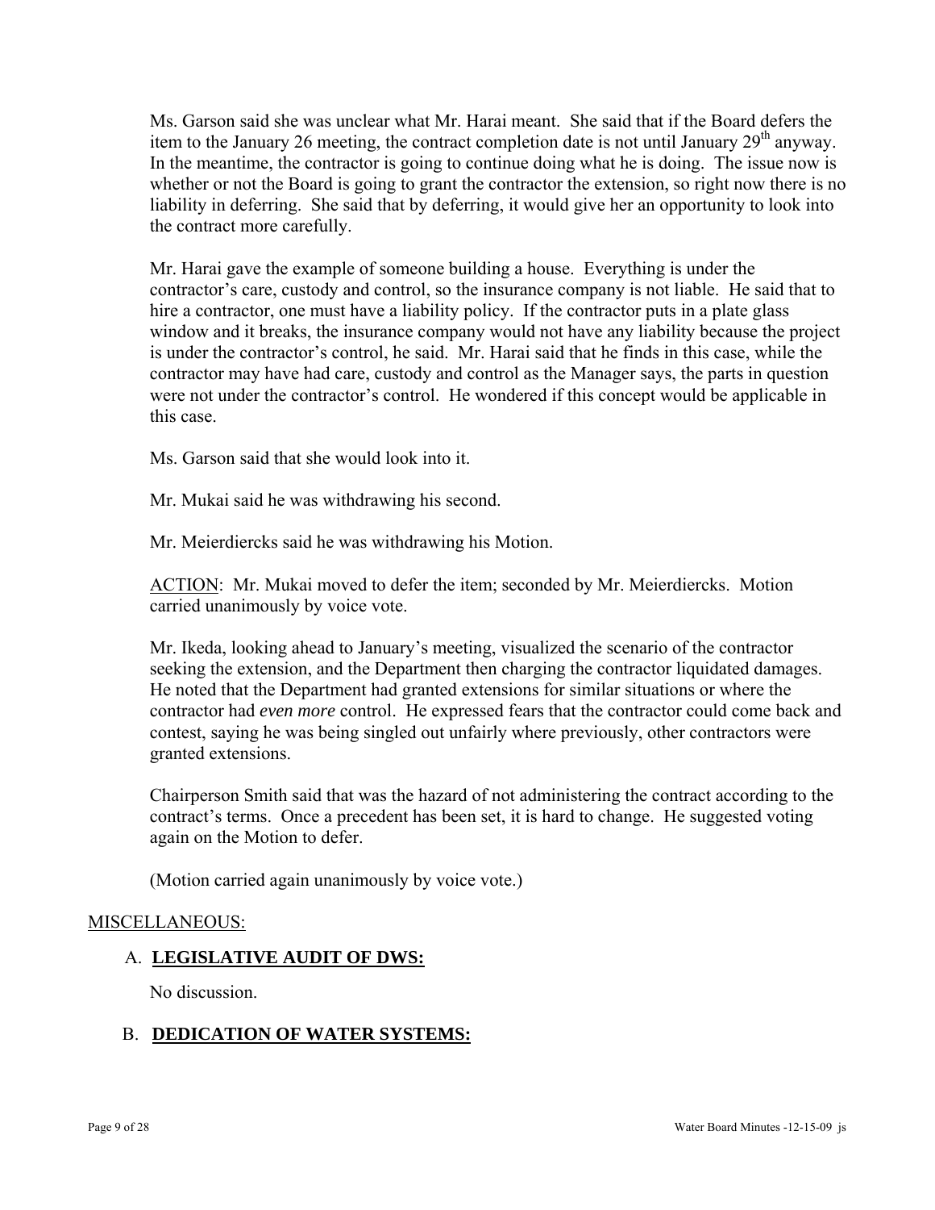Ms. Garson said she was unclear what Mr. Harai meant. She said that if the Board defers the item to the January 26 meeting, the contract completion date is not until January 29th anyway. In the meantime, the contractor is going to continue doing what he is doing. The issue now is whether or not the Board is going to grant the contractor the extension, so right now there is no liability in deferring. She said that by deferring, it would give her an opportunity to look into the contract more carefully.

Mr. Harai gave the example of someone building a house. Everything is under the contractor's care, custody and control, so the insurance company is not liable. He said that to hire a contractor, one must have a liability policy. If the contractor puts in a plate glass window and it breaks, the insurance company would not have any liability because the project is under the contractor's control, he said. Mr. Harai said that he finds in this case, while the contractor may have had care, custody and control as the Manager says, the parts in question were not under the contractor's control. He wondered if this concept would be applicable in this case.

Ms. Garson said that she would look into it.

Mr. Mukai said he was withdrawing his second.

Mr. Meierdiercks said he was withdrawing his Motion.

ACTION: Mr. Mukai moved to defer the item; seconded by Mr. Meierdiercks. Motion carried unanimously by voice vote.

Mr. Ikeda, looking ahead to January's meeting, visualized the scenario of the contractor seeking the extension, and the Department then charging the contractor liquidated damages. He noted that the Department had granted extensions for similar situations or where the contractor had *even more* control. He expressed fears that the contractor could come back and contest, saying he was being singled out unfairly where previously, other contractors were granted extensions.

Chairperson Smith said that was the hazard of not administering the contract according to the contract's terms. Once a precedent has been set, it is hard to change. He suggested voting again on the Motion to defer.

(Motion carried again unanimously by voice vote.)

MISCELLANEOUS:

A. **LEGISLATIVE AUDIT OF DWS:**

No discussion.

B. **DEDICATION OF WATER SYSTEMS:**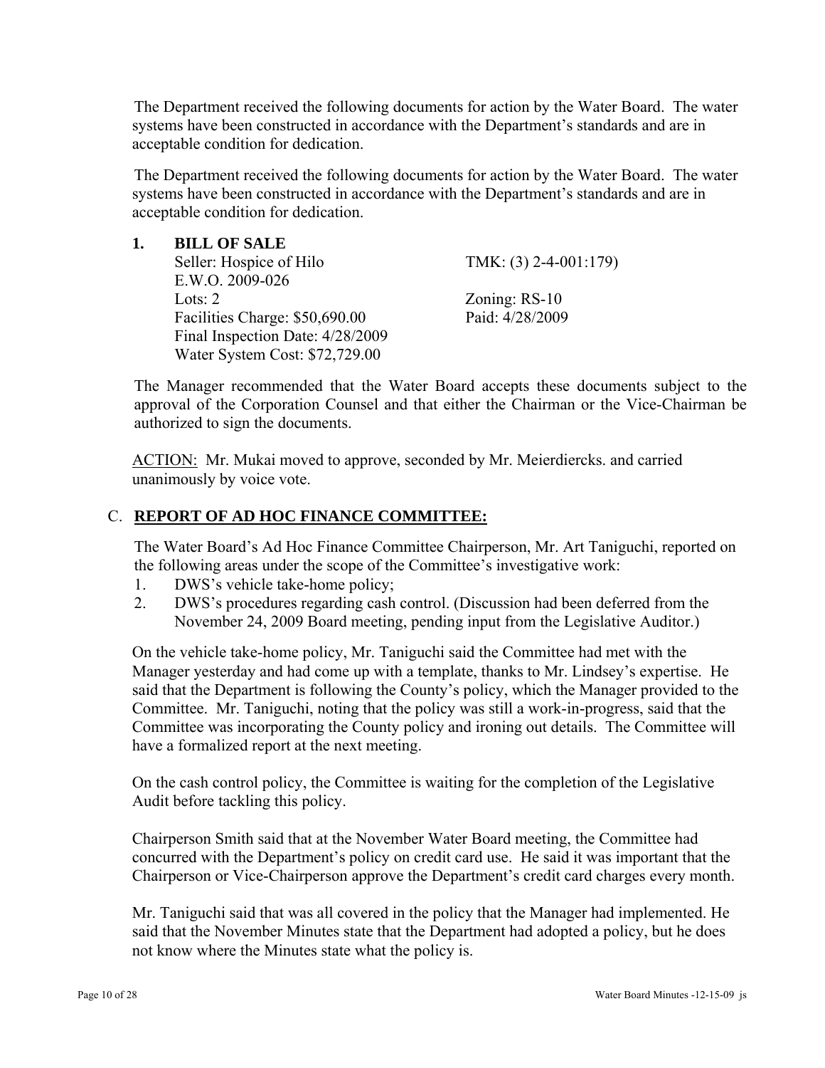The Department received the following documents for action by the Water Board. The water systems have been constructed in accordance with the Department's standards and are in acceptable condition for dedication.

The Department received the following documents for action by the Water Board. The water systems have been constructed in accordance with the Department's standards and are in acceptable condition for dedication.

**1. BILL OF SALE**

Seller: Hospice of Hilo — TMK: (3) 2-4-001:179)
E.W.O. 2009-026
Lots: 2 — Zoning: RS-10
Facilities Charge: $50,690.00 — Paid: 4/28/2009
Final Inspection Date: 4/28/2009
Water System Cost: $72,729.00

The Manager recommended that the Water Board accepts these documents subject to the approval of the Corporation Counsel and that either the Chairman or the Vice-Chairman be authorized to sign the documents.

ACTION: Mr. Mukai moved to approve, seconded by Mr. Meierdiercks. and carried unanimously by voice vote.

## C. REPORT OF AD HOC FINANCE COMMITTEE:

The Water Board's Ad Hoc Finance Committee Chairperson, Mr. Art Taniguchi, reported on the following areas under the scope of the Committee's investigative work:

1. DWS's vehicle take-home policy;
2. DWS's procedures regarding cash control. (Discussion had been deferred from the November 24, 2009 Board meeting, pending input from the Legislative Auditor.)

On the vehicle take-home policy, Mr. Taniguchi said the Committee had met with the Manager yesterday and had come up with a template, thanks to Mr. Lindsey's expertise. He said that the Department is following the County's policy, which the Manager provided to the Committee. Mr. Taniguchi, noting that the policy was still a work-in-progress, said that the Committee was incorporating the County policy and ironing out details. The Committee will have a formalized report at the next meeting.

On the cash control policy, the Committee is waiting for the completion of the Legislative Audit before tackling this policy.

Chairperson Smith said that at the November Water Board meeting, the Committee had concurred with the Department's policy on credit card use. He said it was important that the Chairperson or Vice-Chairperson approve the Department's credit card charges every month.

Mr. Taniguchi said that was all covered in the policy that the Manager had implemented. He said that the November Minutes state that the Department had adopted a policy, but he does not know where the Minutes state what the policy is.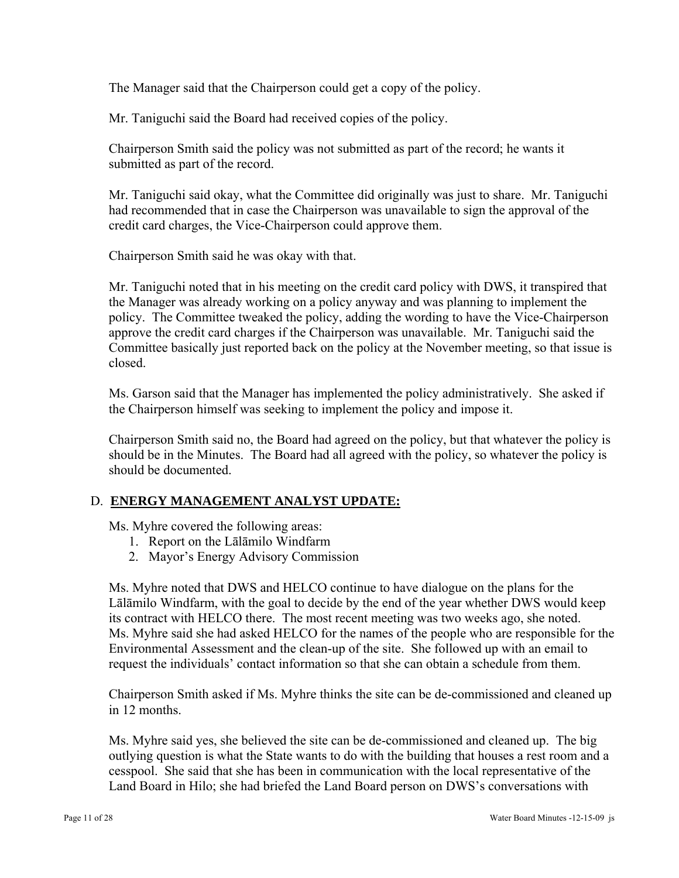The Manager said that the Chairperson could get a copy of the policy.

Mr. Taniguchi said the Board had received copies of the policy.

Chairperson Smith said the policy was not submitted as part of the record; he wants it submitted as part of the record.

Mr. Taniguchi said okay, what the Committee did originally was just to share. Mr. Taniguchi had recommended that in case the Chairperson was unavailable to sign the approval of the credit card charges, the Vice-Chairperson could approve them.

Chairperson Smith said he was okay with that.

Mr. Taniguchi noted that in his meeting on the credit card policy with DWS, it transpired that the Manager was already working on a policy anyway and was planning to implement the policy. The Committee tweaked the policy, adding the wording to have the Vice-Chairperson approve the credit card charges if the Chairperson was unavailable. Mr. Taniguchi said the Committee basically just reported back on the policy at the November meeting, so that issue is closed.

Ms. Garson said that the Manager has implemented the policy administratively. She asked if the Chairperson himself was seeking to implement the policy and impose it.

Chairperson Smith said no, the Board had agreed on the policy, but that whatever the policy is should be in the Minutes. The Board had all agreed with the policy, so whatever the policy is should be documented.

## D. **ENERGY MANAGEMENT ANALYST UPDATE:**

Ms. Myhre covered the following areas:

1. Report on the Lālāmilo Windfarm
2. Mayor's Energy Advisory Commission

Ms. Myhre noted that DWS and HELCO continue to have dialogue on the plans for the Lālāmilo Windfarm, with the goal to decide by the end of the year whether DWS would keep its contract with HELCO there. The most recent meeting was two weeks ago, she noted. Ms. Myhre said she had asked HELCO for the names of the people who are responsible for the Environmental Assessment and the clean-up of the site. She followed up with an email to request the individuals' contact information so that she can obtain a schedule from them.

Chairperson Smith asked if Ms. Myhre thinks the site can be de-commissioned and cleaned up in 12 months.

Ms. Myhre said yes, she believed the site can be de-commissioned and cleaned up. The big outlying question is what the State wants to do with the building that houses a rest room and a cesspool. She said that she has been in communication with the local representative of the Land Board in Hilo; she had briefed the Land Board person on DWS's conversations with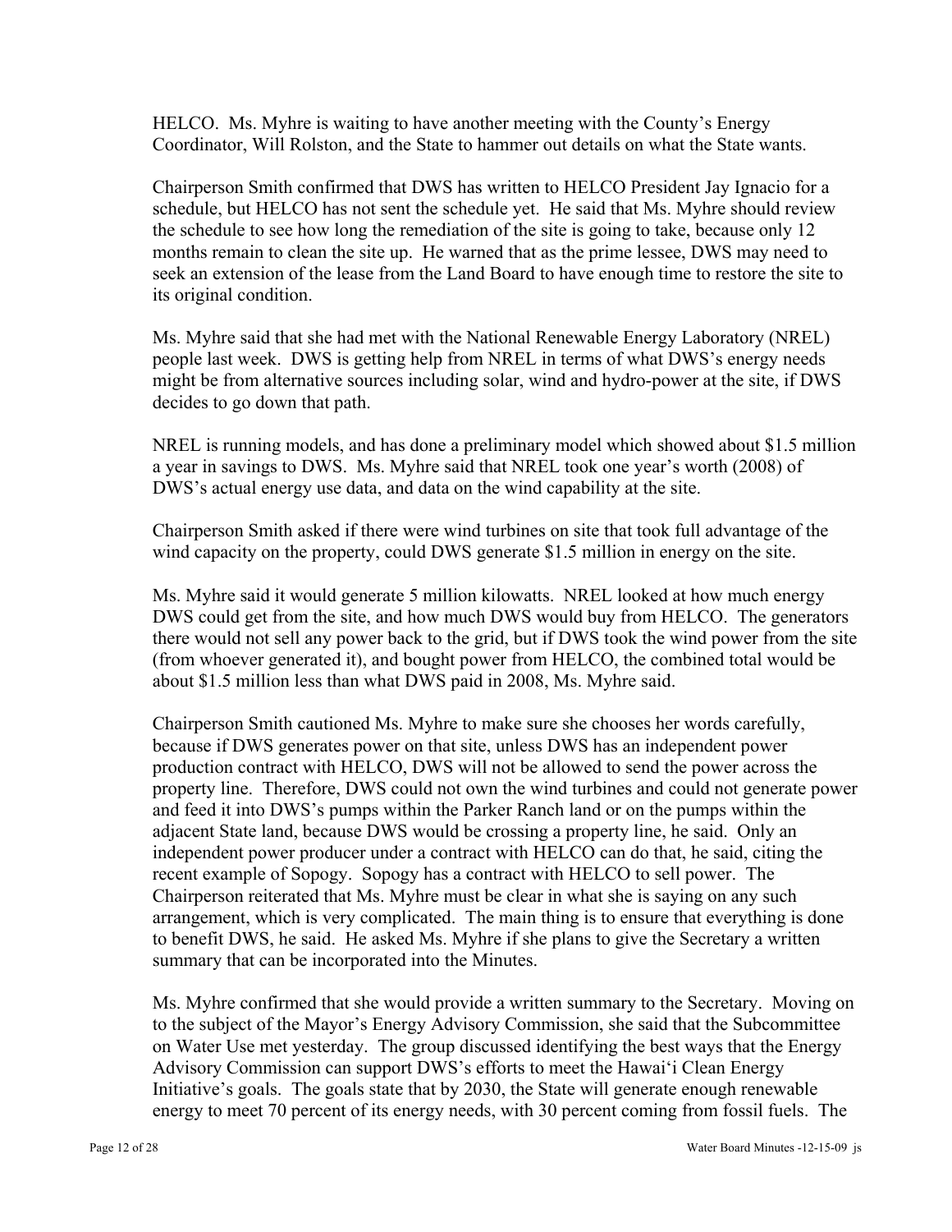HELCO. Ms. Myhre is waiting to have another meeting with the County's Energy Coordinator, Will Rolston, and the State to hammer out details on what the State wants.

Chairperson Smith confirmed that DWS has written to HELCO President Jay Ignacio for a schedule, but HELCO has not sent the schedule yet. He said that Ms. Myhre should review the schedule to see how long the remediation of the site is going to take, because only 12 months remain to clean the site up. He warned that as the prime lessee, DWS may need to seek an extension of the lease from the Land Board to have enough time to restore the site to its original condition.

Ms. Myhre said that she had met with the National Renewable Energy Laboratory (NREL) people last week. DWS is getting help from NREL in terms of what DWS's energy needs might be from alternative sources including solar, wind and hydro-power at the site, if DWS decides to go down that path.

NREL is running models, and has done a preliminary model which showed about $1.5 million a year in savings to DWS. Ms. Myhre said that NREL took one year's worth (2008) of DWS's actual energy use data, and data on the wind capability at the site.

Chairperson Smith asked if there were wind turbines on site that took full advantage of the wind capacity on the property, could DWS generate $1.5 million in energy on the site.

Ms. Myhre said it would generate 5 million kilowatts. NREL looked at how much energy DWS could get from the site, and how much DWS would buy from HELCO. The generators there would not sell any power back to the grid, but if DWS took the wind power from the site (from whoever generated it), and bought power from HELCO, the combined total would be about $1.5 million less than what DWS paid in 2008, Ms. Myhre said.

Chairperson Smith cautioned Ms. Myhre to make sure she chooses her words carefully, because if DWS generates power on that site, unless DWS has an independent power production contract with HELCO, DWS will not be allowed to send the power across the property line. Therefore, DWS could not own the wind turbines and could not generate power and feed it into DWS's pumps within the Parker Ranch land or on the pumps within the adjacent State land, because DWS would be crossing a property line, he said. Only an independent power producer under a contract with HELCO can do that, he said, citing the recent example of Sopogy. Sopogy has a contract with HELCO to sell power. The Chairperson reiterated that Ms. Myhre must be clear in what she is saying on any such arrangement, which is very complicated. The main thing is to ensure that everything is done to benefit DWS, he said. He asked Ms. Myhre if she plans to give the Secretary a written summary that can be incorporated into the Minutes.

Ms. Myhre confirmed that she would provide a written summary to the Secretary. Moving on to the subject of the Mayor's Energy Advisory Commission, she said that the Subcommittee on Water Use met yesterday. The group discussed identifying the best ways that the Energy Advisory Commission can support DWS's efforts to meet the Hawai'i Clean Energy Initiative's goals. The goals state that by 2030, the State will generate enough renewable energy to meet 70 percent of its energy needs, with 30 percent coming from fossil fuels. The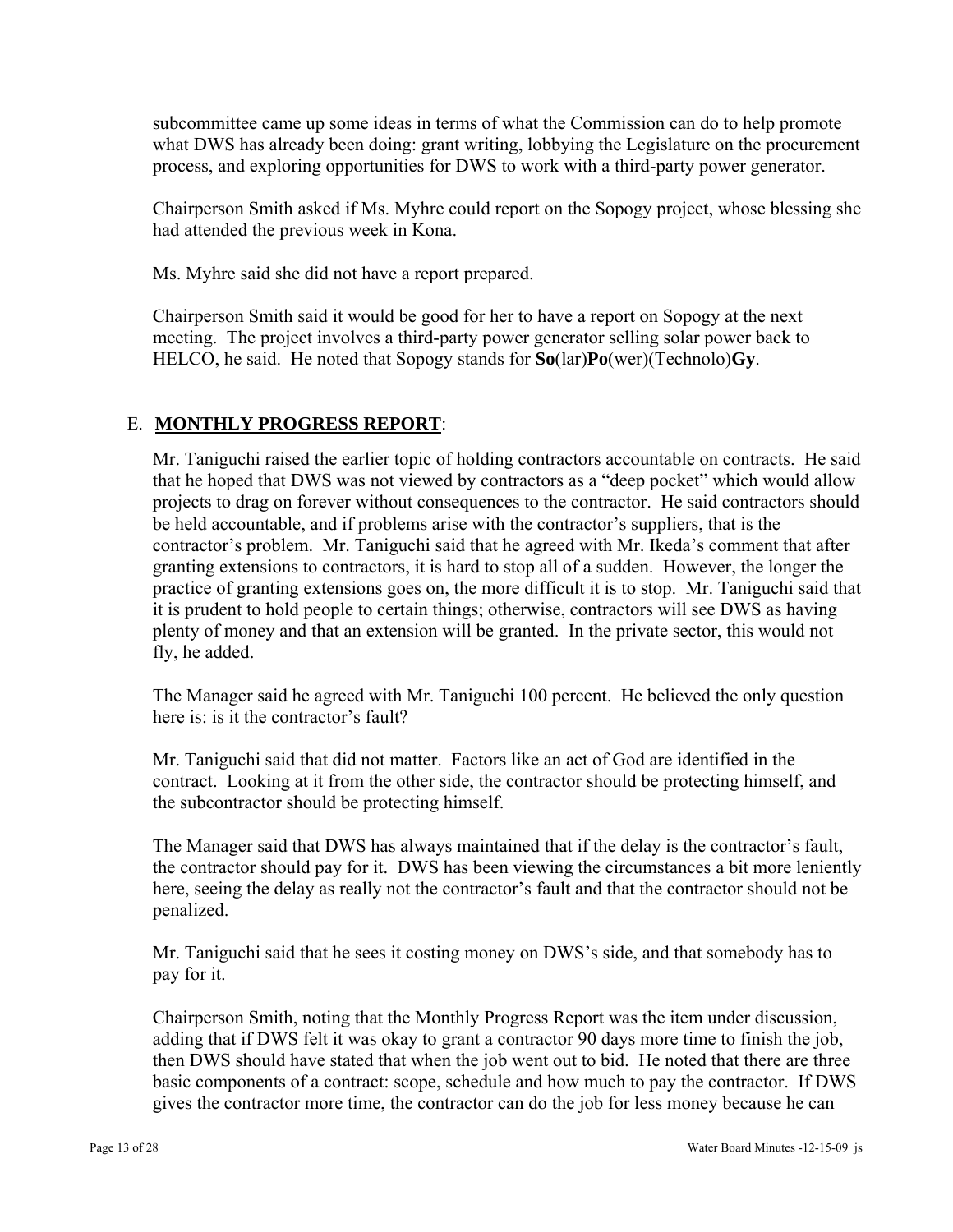subcommittee came up some ideas in terms of what the Commission can do to help promote what DWS has already been doing: grant writing, lobbying the Legislature on the procurement process, and exploring opportunities for DWS to work with a third-party power generator.

Chairperson Smith asked if Ms. Myhre could report on the Sopogy project, whose blessing she had attended the previous week in Kona.

Ms. Myhre said she did not have a report prepared.

Chairperson Smith said it would be good for her to have a report on Sopogy at the next meeting. The project involves a third-party power generator selling solar power back to HELCO, he said. He noted that Sopogy stands for **So**(lar)**Po**(wer)(Technolo)**Gy**.

## E. **MONTHLY PROGRESS REPORT**:

Mr. Taniguchi raised the earlier topic of holding contractors accountable on contracts. He said that he hoped that DWS was not viewed by contractors as a "deep pocket" which would allow projects to drag on forever without consequences to the contractor. He said contractors should be held accountable, and if problems arise with the contractor's suppliers, that is the contractor's problem. Mr. Taniguchi said that he agreed with Mr. Ikeda's comment that after granting extensions to contractors, it is hard to stop all of a sudden. However, the longer the practice of granting extensions goes on, the more difficult it is to stop. Mr. Taniguchi said that it is prudent to hold people to certain things; otherwise, contractors will see DWS as having plenty of money and that an extension will be granted. In the private sector, this would not fly, he added.

The Manager said he agreed with Mr. Taniguchi 100 percent. He believed the only question here is: is it the contractor's fault?

Mr. Taniguchi said that did not matter. Factors like an act of God are identified in the contract. Looking at it from the other side, the contractor should be protecting himself, and the subcontractor should be protecting himself.

The Manager said that DWS has always maintained that if the delay is the contractor's fault, the contractor should pay for it. DWS has been viewing the circumstances a bit more leniently here, seeing the delay as really not the contractor's fault and that the contractor should not be penalized.

Mr. Taniguchi said that he sees it costing money on DWS's side, and that somebody has to pay for it.

Chairperson Smith, noting that the Monthly Progress Report was the item under discussion, adding that if DWS felt it was okay to grant a contractor 90 days more time to finish the job, then DWS should have stated that when the job went out to bid. He noted that there are three basic components of a contract: scope, schedule and how much to pay the contractor. If DWS gives the contractor more time, the contractor can do the job for less money because he can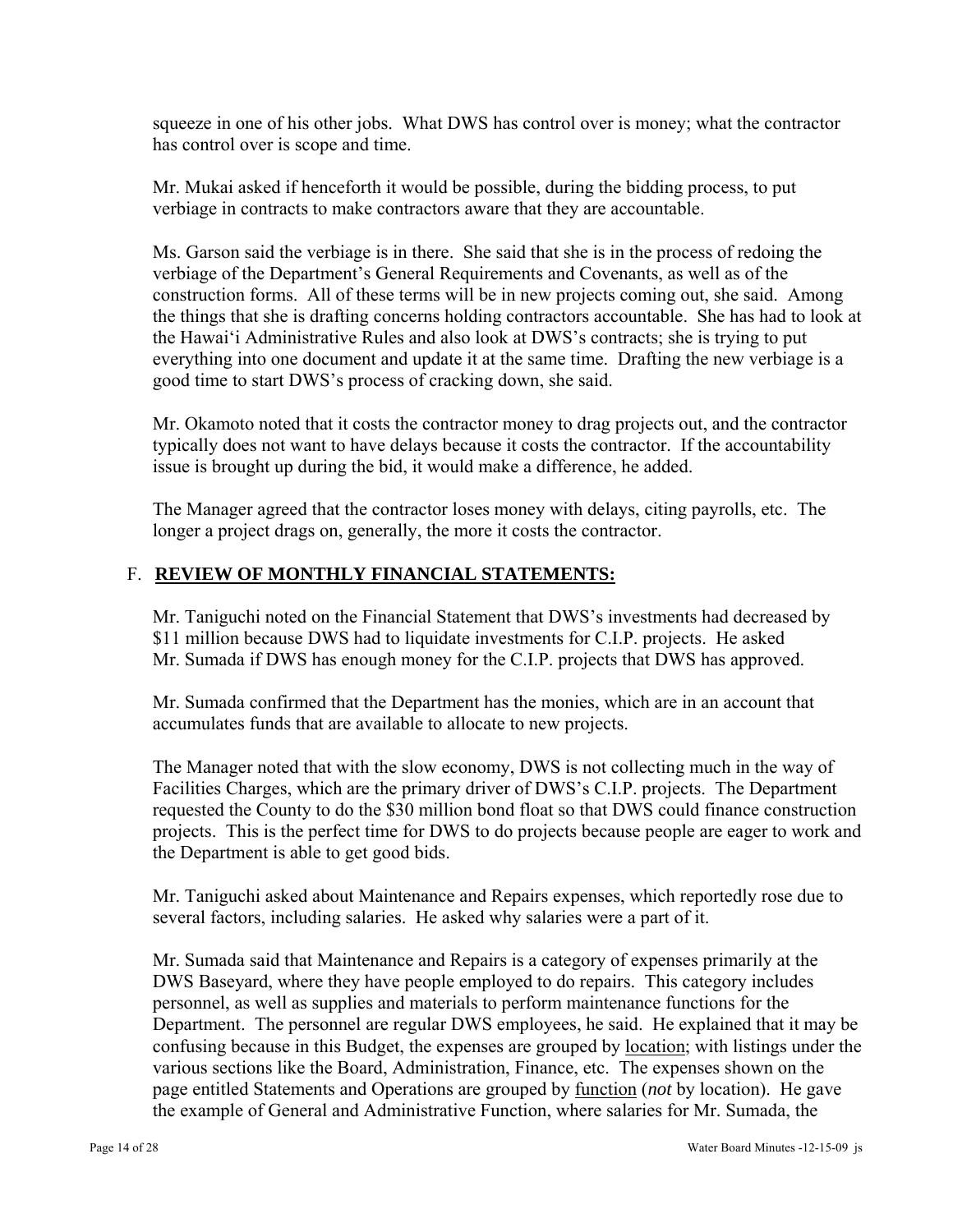squeeze in one of his other jobs. What DWS has control over is money; what the contractor has control over is scope and time.

Mr. Mukai asked if henceforth it would be possible, during the bidding process, to put verbiage in contracts to make contractors aware that they are accountable.

Ms. Garson said the verbiage is in there. She said that she is in the process of redoing the verbiage of the Department's General Requirements and Covenants, as well as of the construction forms. All of these terms will be in new projects coming out, she said. Among the things that she is drafting concerns holding contractors accountable. She has had to look at the Hawai'i Administrative Rules and also look at DWS's contracts; she is trying to put everything into one document and update it at the same time. Drafting the new verbiage is a good time to start DWS's process of cracking down, she said.

Mr. Okamoto noted that it costs the contractor money to drag projects out, and the contractor typically does not want to have delays because it costs the contractor. If the accountability issue is brought up during the bid, it would make a difference, he added.

The Manager agreed that the contractor loses money with delays, citing payrolls, etc. The longer a project drags on, generally, the more it costs the contractor.

## F. **REVIEW OF MONTHLY FINANCIAL STATEMENTS:**

Mr. Taniguchi noted on the Financial Statement that DWS's investments had decreased by \$11 million because DWS had to liquidate investments for C.I.P. projects. He asked Mr. Sumada if DWS has enough money for the C.I.P. projects that DWS has approved.

Mr. Sumada confirmed that the Department has the monies, which are in an account that accumulates funds that are available to allocate to new projects.

The Manager noted that with the slow economy, DWS is not collecting much in the way of Facilities Charges, which are the primary driver of DWS's C.I.P. projects. The Department requested the County to do the \$30 million bond float so that DWS could finance construction projects. This is the perfect time for DWS to do projects because people are eager to work and the Department is able to get good bids.

Mr. Taniguchi asked about Maintenance and Repairs expenses, which reportedly rose due to several factors, including salaries. He asked why salaries were a part of it.

Mr. Sumada said that Maintenance and Repairs is a category of expenses primarily at the DWS Baseyard, where they have people employed to do repairs. This category includes personnel, as well as supplies and materials to perform maintenance functions for the Department. The personnel are regular DWS employees, he said. He explained that it may be confusing because in this Budget, the expenses are grouped by <u>location</u>; with listings under the various sections like the Board, Administration, Finance, etc. The expenses shown on the page entitled Statements and Operations are grouped by <u>function</u> (*not* by location). He gave the example of General and Administrative Function, where salaries for Mr. Sumada, the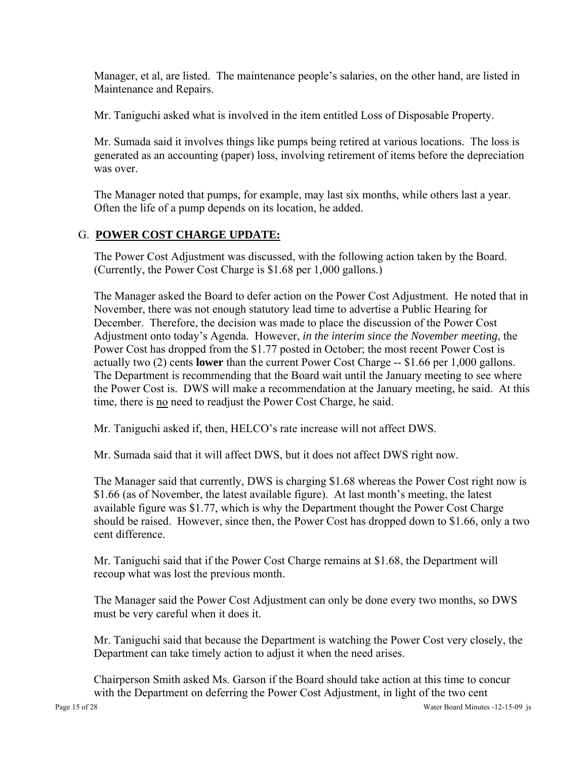Manager, et al, are listed. The maintenance people's salaries, on the other hand, are listed in Maintenance and Repairs.

Mr. Taniguchi asked what is involved in the item entitled Loss of Disposable Property.

Mr. Sumada said it involves things like pumps being retired at various locations. The loss is generated as an accounting (paper) loss, involving retirement of items before the depreciation was over.

The Manager noted that pumps, for example, may last six months, while others last a year. Often the life of a pump depends on its location, he added.

## G. **POWER COST CHARGE UPDATE:**

The Power Cost Adjustment was discussed, with the following action taken by the Board. (Currently, the Power Cost Charge is $1.68 per 1,000 gallons.)

The Manager asked the Board to defer action on the Power Cost Adjustment. He noted that in November, there was not enough statutory lead time to advertise a Public Hearing for December. Therefore, the decision was made to place the discussion of the Power Cost Adjustment onto today's Agenda. However, *in the interim since the November meeting*, the Power Cost has dropped from the $1.77 posted in October; the most recent Power Cost is actually two (2) cents **lower** than the current Power Cost Charge -- $1.66 per 1,000 gallons. The Department is recommending that the Board wait until the January meeting to see where the Power Cost is. DWS will make a recommendation at the January meeting, he said. At this time, there is <u>no</u> need to readjust the Power Cost Charge, he said.

Mr. Taniguchi asked if, then, HELCO's rate increase will not affect DWS.

Mr. Sumada said that it will affect DWS, but it does not affect DWS right now.

The Manager said that currently, DWS is charging $1.68 whereas the Power Cost right now is $1.66 (as of November, the latest available figure). At last month's meeting, the latest available figure was $1.77, which is why the Department thought the Power Cost Charge should be raised. However, since then, the Power Cost has dropped down to $1.66, only a two cent difference.

Mr. Taniguchi said that if the Power Cost Charge remains at $1.68, the Department will recoup what was lost the previous month.

The Manager said the Power Cost Adjustment can only be done every two months, so DWS must be very careful when it does it.

Mr. Taniguchi said that because the Department is watching the Power Cost very closely, the Department can take timely action to adjust it when the need arises.

Chairperson Smith asked Ms. Garson if the Board should take action at this time to concur with the Department on deferring the Power Cost Adjustment, in light of the two cent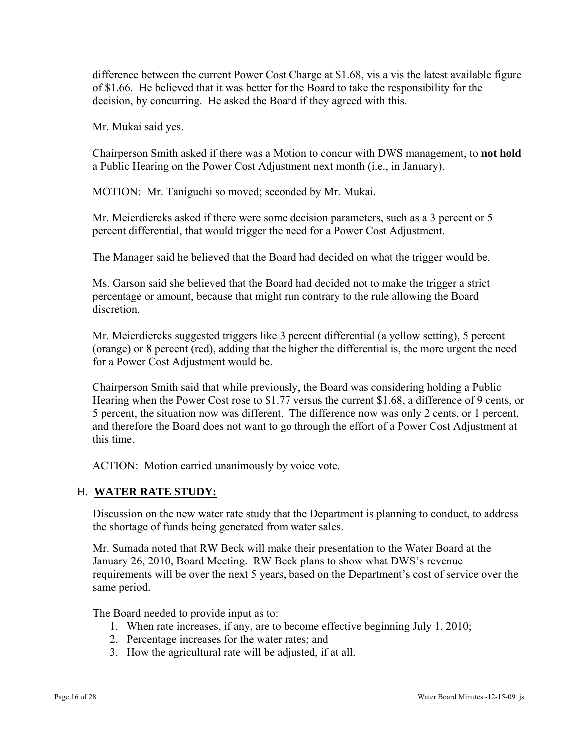difference between the current Power Cost Charge at $1.68, vis a vis the latest available figure of $1.66. He believed that it was better for the Board to take the responsibility for the decision, by concurring. He asked the Board if they agreed with this.

Mr. Mukai said yes.

Chairperson Smith asked if there was a Motion to concur with DWS management, to **not hold** a Public Hearing on the Power Cost Adjustment next month (i.e., in January).

<u>MOTION</u>: Mr. Taniguchi so moved; seconded by Mr. Mukai.

Mr. Meierdiercks asked if there were some decision parameters, such as a 3 percent or 5 percent differential, that would trigger the need for a Power Cost Adjustment.

The Manager said he believed that the Board had decided on what the trigger would be.

Ms. Garson said she believed that the Board had decided not to make the trigger a strict percentage or amount, because that might run contrary to the rule allowing the Board discretion.

Mr. Meierdiercks suggested triggers like 3 percent differential (a yellow setting), 5 percent (orange) or 8 percent (red), adding that the higher the differential is, the more urgent the need for a Power Cost Adjustment would be.

Chairperson Smith said that while previously, the Board was considering holding a Public Hearing when the Power Cost rose to $1.77 versus the current $1.68, a difference of 9 cents, or 5 percent, the situation now was different. The difference now was only 2 cents, or 1 percent, and therefore the Board does not want to go through the effort of a Power Cost Adjustment at this time.

<u>ACTION</u>: Motion carried unanimously by voice vote.

## H. **WATER RATE STUDY:**

Discussion on the new water rate study that the Department is planning to conduct, to address the shortage of funds being generated from water sales.

Mr. Sumada noted that RW Beck will make their presentation to the Water Board at the January 26, 2010, Board Meeting. RW Beck plans to show what DWS's revenue requirements will be over the next 5 years, based on the Department's cost of service over the same period.

The Board needed to provide input as to:

1. When rate increases, if any, are to become effective beginning July 1, 2010;
2. Percentage increases for the water rates; and
3. How the agricultural rate will be adjusted, if at all.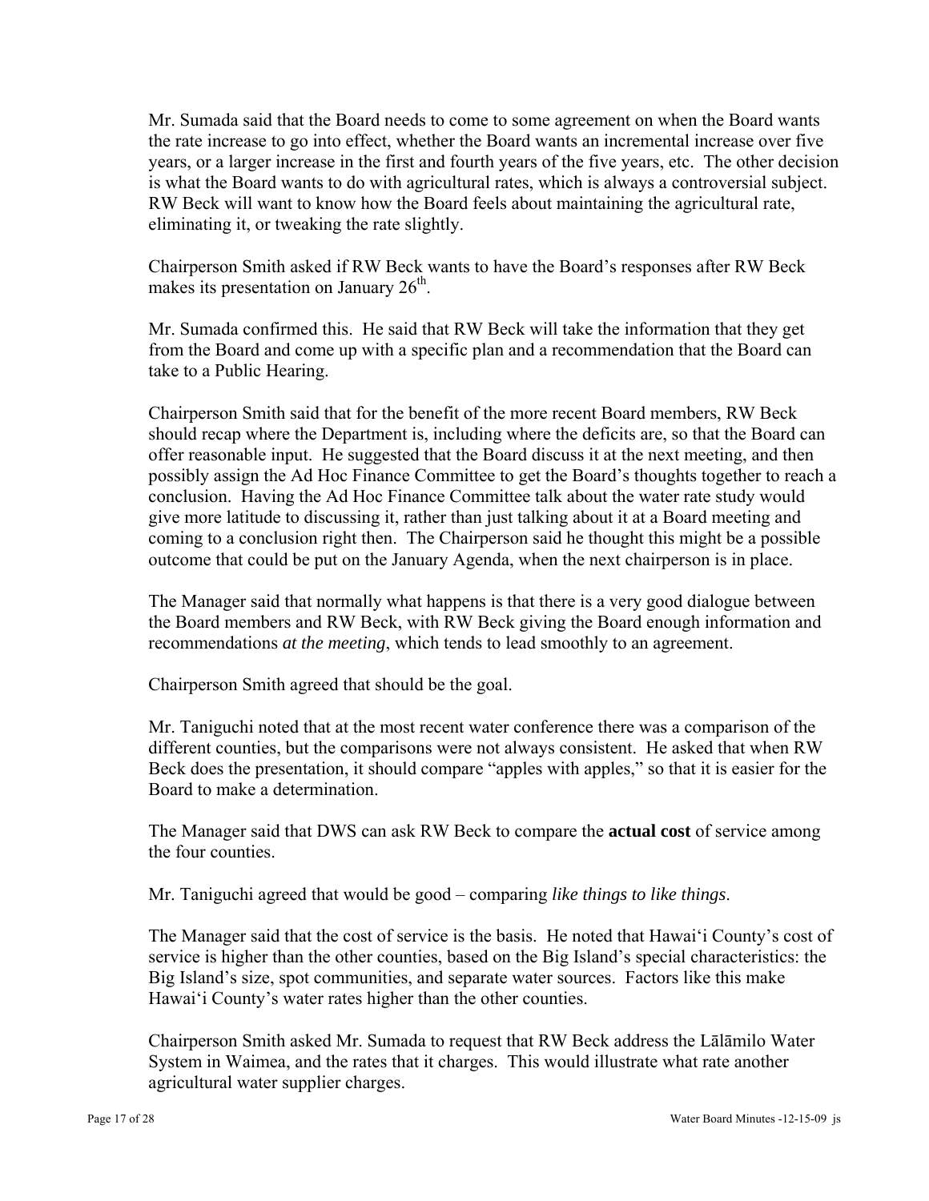Mr. Sumada said that the Board needs to come to some agreement on when the Board wants the rate increase to go into effect, whether the Board wants an incremental increase over five years, or a larger increase in the first and fourth years of the five years, etc. The other decision is what the Board wants to do with agricultural rates, which is always a controversial subject. RW Beck will want to know how the Board feels about maintaining the agricultural rate, eliminating it, or tweaking the rate slightly.

Chairperson Smith asked if RW Beck wants to have the Board's responses after RW Beck makes its presentation on January 26th.

Mr. Sumada confirmed this. He said that RW Beck will take the information that they get from the Board and come up with a specific plan and a recommendation that the Board can take to a Public Hearing.

Chairperson Smith said that for the benefit of the more recent Board members, RW Beck should recap where the Department is, including where the deficits are, so that the Board can offer reasonable input. He suggested that the Board discuss it at the next meeting, and then possibly assign the Ad Hoc Finance Committee to get the Board's thoughts together to reach a conclusion. Having the Ad Hoc Finance Committee talk about the water rate study would give more latitude to discussing it, rather than just talking about it at a Board meeting and coming to a conclusion right then. The Chairperson said he thought this might be a possible outcome that could be put on the January Agenda, when the next chairperson is in place.

The Manager said that normally what happens is that there is a very good dialogue between the Board members and RW Beck, with RW Beck giving the Board enough information and recommendations *at the meeting*, which tends to lead smoothly to an agreement.

Chairperson Smith agreed that should be the goal.

Mr. Taniguchi noted that at the most recent water conference there was a comparison of the different counties, but the comparisons were not always consistent. He asked that when RW Beck does the presentation, it should compare "apples with apples," so that it is easier for the Board to make a determination.

The Manager said that DWS can ask RW Beck to compare the **actual cost** of service among the four counties.

Mr. Taniguchi agreed that would be good – comparing *like things to like things*.

The Manager said that the cost of service is the basis. He noted that Hawai'i County's cost of service is higher than the other counties, based on the Big Island's special characteristics: the Big Island's size, spot communities, and separate water sources. Factors like this make Hawai'i County's water rates higher than the other counties.

Chairperson Smith asked Mr. Sumada to request that RW Beck address the Lālāmilo Water System in Waimea, and the rates that it charges. This would illustrate what rate another agricultural water supplier charges.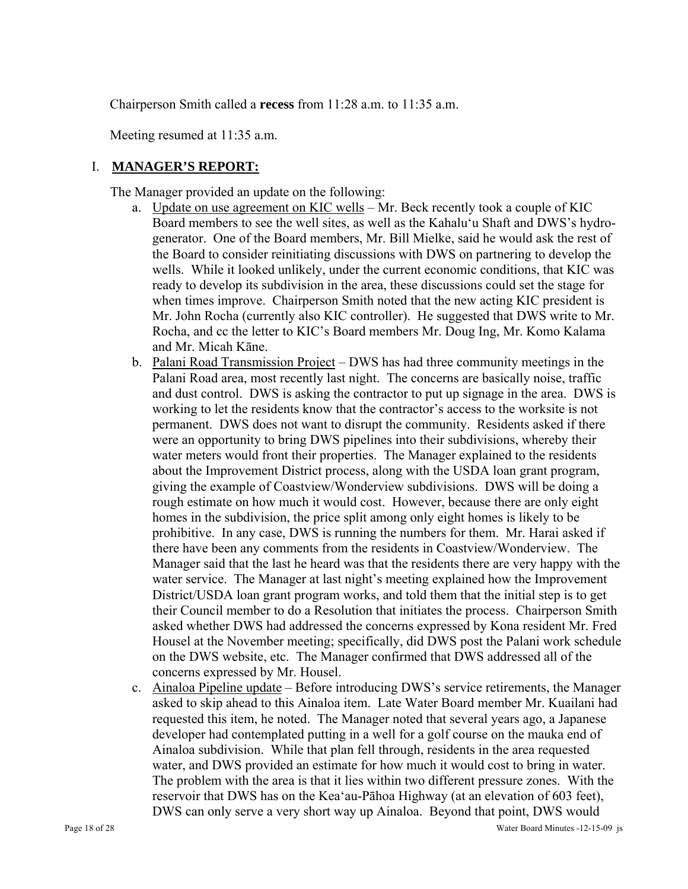Chairperson Smith called a **recess** from 11:28 a.m. to 11:35 a.m.

Meeting resumed at 11:35 a.m.

## I. **MANAGER'S REPORT:**

The Manager provided an update on the following:

a. Update on use agreement on KIC wells – Mr. Beck recently took a couple of KIC Board members to see the well sites, as well as the Kahalu'u Shaft and DWS's hydro-generator. One of the Board members, Mr. Bill Mielke, said he would ask the rest of the Board to consider reinitiating discussions with DWS on partnering to develop the wells. While it looked unlikely, under the current economic conditions, that KIC was ready to develop its subdivision in the area, these discussions could set the stage for when times improve. Chairperson Smith noted that the new acting KIC president is Mr. John Rocha (currently also KIC controller). He suggested that DWS write to Mr. Rocha, and cc the letter to KIC's Board members Mr. Doug Ing, Mr. Komo Kalama and Mr. Micah Kāne.

b. Palani Road Transmission Project – DWS has had three community meetings in the Palani Road area, most recently last night. The concerns are basically noise, traffic and dust control. DWS is asking the contractor to put up signage in the area. DWS is working to let the residents know that the contractor's access to the worksite is not permanent. DWS does not want to disrupt the community. Residents asked if there were an opportunity to bring DWS pipelines into their subdivisions, whereby their water meters would front their properties. The Manager explained to the residents about the Improvement District process, along with the USDA loan grant program, giving the example of Coastview/Wonderview subdivisions. DWS will be doing a rough estimate on how much it would cost. However, because there are only eight homes in the subdivision, the price split among only eight homes is likely to be prohibitive. In any case, DWS is running the numbers for them. Mr. Harai asked if there have been any comments from the residents in Coastview/Wonderview. The Manager said that the last he heard was that the residents there are very happy with the water service. The Manager at last night's meeting explained how the Improvement District/USDA loan grant program works, and told them that the initial step is to get their Council member to do a Resolution that initiates the process. Chairperson Smith asked whether DWS had addressed the concerns expressed by Kona resident Mr. Fred Housel at the November meeting; specifically, did DWS post the Palani work schedule on the DWS website, etc. The Manager confirmed that DWS addressed all of the concerns expressed by Mr. Housel.

c. Ainaloa Pipeline update – Before introducing DWS's service retirements, the Manager asked to skip ahead to this Ainaloa item. Late Water Board member Mr. Kuailani had requested this item, he noted. The Manager noted that several years ago, a Japanese developer had contemplated putting in a well for a golf course on the mauka end of Ainaloa subdivision. While that plan fell through, residents in the area requested water, and DWS provided an estimate for how much it would cost to bring in water. The problem with the area is that it lies within two different pressure zones. With the reservoir that DWS has on the Kea'au-Pāhoa Highway (at an elevation of 603 feet), DWS can only serve a very short way up Ainaloa. Beyond that point, DWS would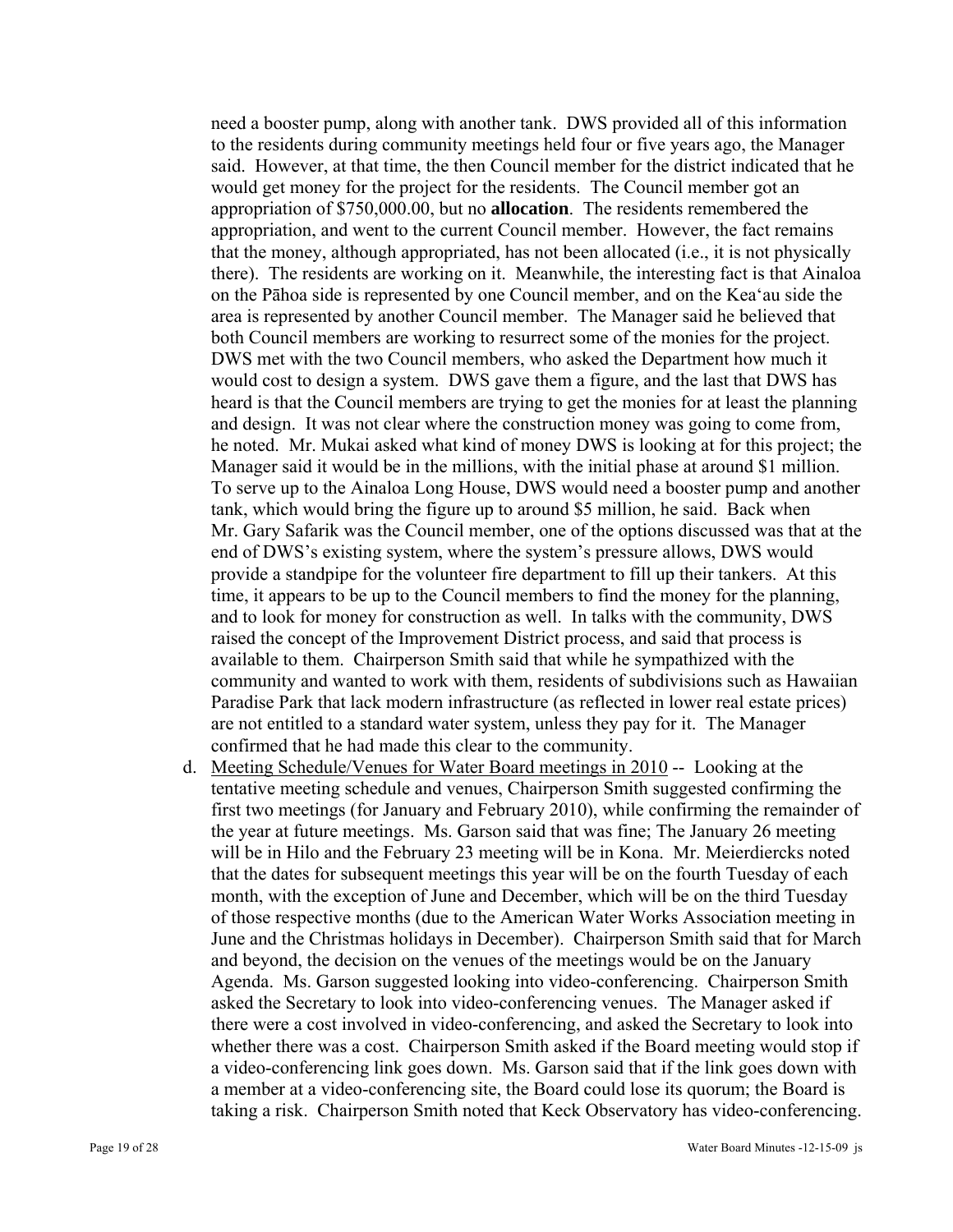need a booster pump, along with another tank. DWS provided all of this information to the residents during community meetings held four or five years ago, the Manager said. However, at that time, the then Council member for the district indicated that he would get money for the project for the residents. The Council member got an appropriation of $750,000.00, but no **allocation**. The residents remembered the appropriation, and went to the current Council member. However, the fact remains that the money, although appropriated, has not been allocated (i.e., it is not physically there). The residents are working on it. Meanwhile, the interesting fact is that Ainaloa on the Pāhoa side is represented by one Council member, and on the Kea'au side the area is represented by another Council member. The Manager said he believed that both Council members are working to resurrect some of the monies for the project. DWS met with the two Council members, who asked the Department how much it would cost to design a system. DWS gave them a figure, and the last that DWS has heard is that the Council members are trying to get the monies for at least the planning and design. It was not clear where the construction money was going to come from, he noted. Mr. Mukai asked what kind of money DWS is looking at for this project; the Manager said it would be in the millions, with the initial phase at around $1 million. To serve up to the Ainaloa Long House, DWS would need a booster pump and another tank, which would bring the figure up to around $5 million, he said. Back when Mr. Gary Safarik was the Council member, one of the options discussed was that at the end of DWS's existing system, where the system's pressure allows, DWS would provide a standpipe for the volunteer fire department to fill up their tankers. At this time, it appears to be up to the Council members to find the money for the planning, and to look for money for construction as well. In talks with the community, DWS raised the concept of the Improvement District process, and said that process is available to them. Chairperson Smith said that while he sympathized with the community and wanted to work with them, residents of subdivisions such as Hawaiian Paradise Park that lack modern infrastructure (as reflected in lower real estate prices) are not entitled to a standard water system, unless they pay for it. The Manager confirmed that he had made this clear to the community.

d. Meeting Schedule/Venues for Water Board meetings in 2010 -- Looking at the tentative meeting schedule and venues, Chairperson Smith suggested confirming the first two meetings (for January and February 2010), while confirming the remainder of the year at future meetings. Ms. Garson said that was fine; The January 26 meeting will be in Hilo and the February 23 meeting will be in Kona. Mr. Meierdiercks noted that the dates for subsequent meetings this year will be on the fourth Tuesday of each month, with the exception of June and December, which will be on the third Tuesday of those respective months (due to the American Water Works Association meeting in June and the Christmas holidays in December). Chairperson Smith said that for March and beyond, the decision on the venues of the meetings would be on the January Agenda. Ms. Garson suggested looking into video-conferencing. Chairperson Smith asked the Secretary to look into video-conferencing venues. The Manager asked if there were a cost involved in video-conferencing, and asked the Secretary to look into whether there was a cost. Chairperson Smith asked if the Board meeting would stop if a video-conferencing link goes down. Ms. Garson said that if the link goes down with a member at a video-conferencing site, the Board could lose its quorum; the Board is taking a risk. Chairperson Smith noted that Keck Observatory has video-conferencing.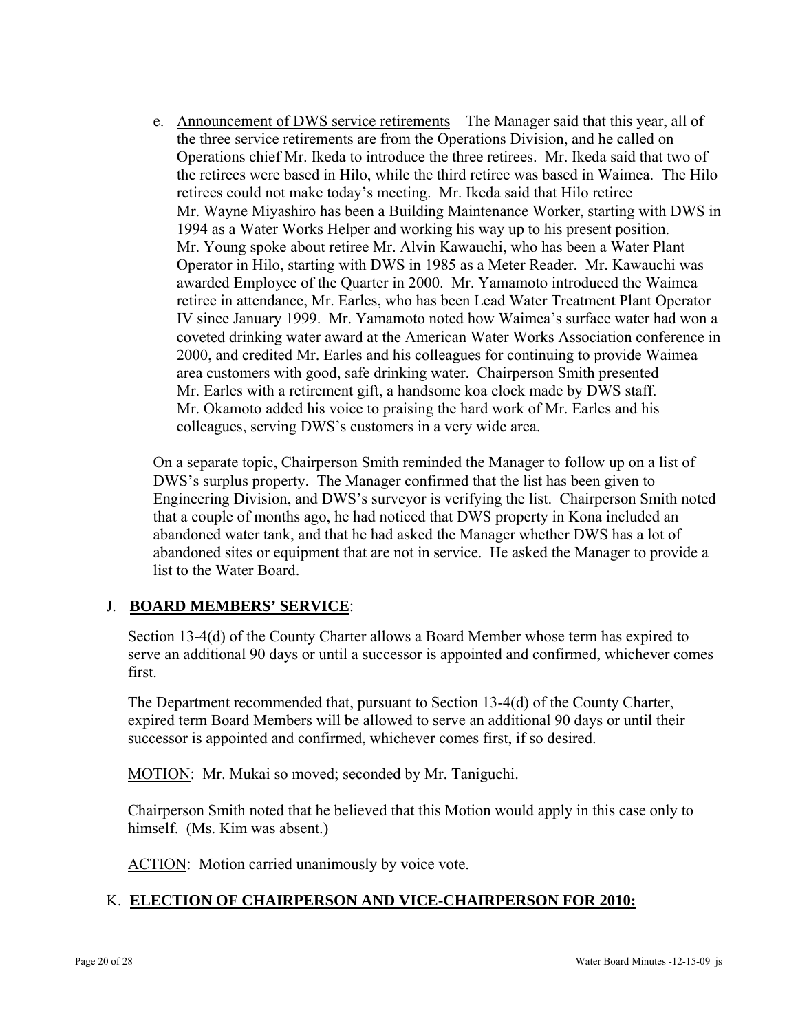e. Announcement of DWS service retirements – The Manager said that this year, all of the three service retirements are from the Operations Division, and he called on Operations chief Mr. Ikeda to introduce the three retirees. Mr. Ikeda said that two of the retirees were based in Hilo, while the third retiree was based in Waimea. The Hilo retirees could not make today's meeting. Mr. Ikeda said that Hilo retiree Mr. Wayne Miyashiro has been a Building Maintenance Worker, starting with DWS in 1994 as a Water Works Helper and working his way up to his present position. Mr. Young spoke about retiree Mr. Alvin Kawauchi, who has been a Water Plant Operator in Hilo, starting with DWS in 1985 as a Meter Reader. Mr. Kawauchi was awarded Employee of the Quarter in 2000. Mr. Yamamoto introduced the Waimea retiree in attendance, Mr. Earles, who has been Lead Water Treatment Plant Operator IV since January 1999. Mr. Yamamoto noted how Waimea's surface water had won a coveted drinking water award at the American Water Works Association conference in 2000, and credited Mr. Earles and his colleagues for continuing to provide Waimea area customers with good, safe drinking water. Chairperson Smith presented Mr. Earles with a retirement gift, a handsome koa clock made by DWS staff. Mr. Okamoto added his voice to praising the hard work of Mr. Earles and his colleagues, serving DWS's customers in a very wide area.

On a separate topic, Chairperson Smith reminded the Manager to follow up on a list of DWS's surplus property. The Manager confirmed that the list has been given to Engineering Division, and DWS's surveyor is verifying the list. Chairperson Smith noted that a couple of months ago, he had noticed that DWS property in Kona included an abandoned water tank, and that he had asked the Manager whether DWS has a lot of abandoned sites or equipment that are not in service. He asked the Manager to provide a list to the Water Board.

## J. **BOARD MEMBERS' SERVICE**:

Section 13-4(d) of the County Charter allows a Board Member whose term has expired to serve an additional 90 days or until a successor is appointed and confirmed, whichever comes first.

The Department recommended that, pursuant to Section 13-4(d) of the County Charter, expired term Board Members will be allowed to serve an additional 90 days or until their successor is appointed and confirmed, whichever comes first, if so desired.

MOTION: Mr. Mukai so moved; seconded by Mr. Taniguchi.

Chairperson Smith noted that he believed that this Motion would apply in this case only to himself. (Ms. Kim was absent.)

ACTION: Motion carried unanimously by voice vote.

## K. **ELECTION OF CHAIRPERSON AND VICE-CHAIRPERSON FOR 2010:**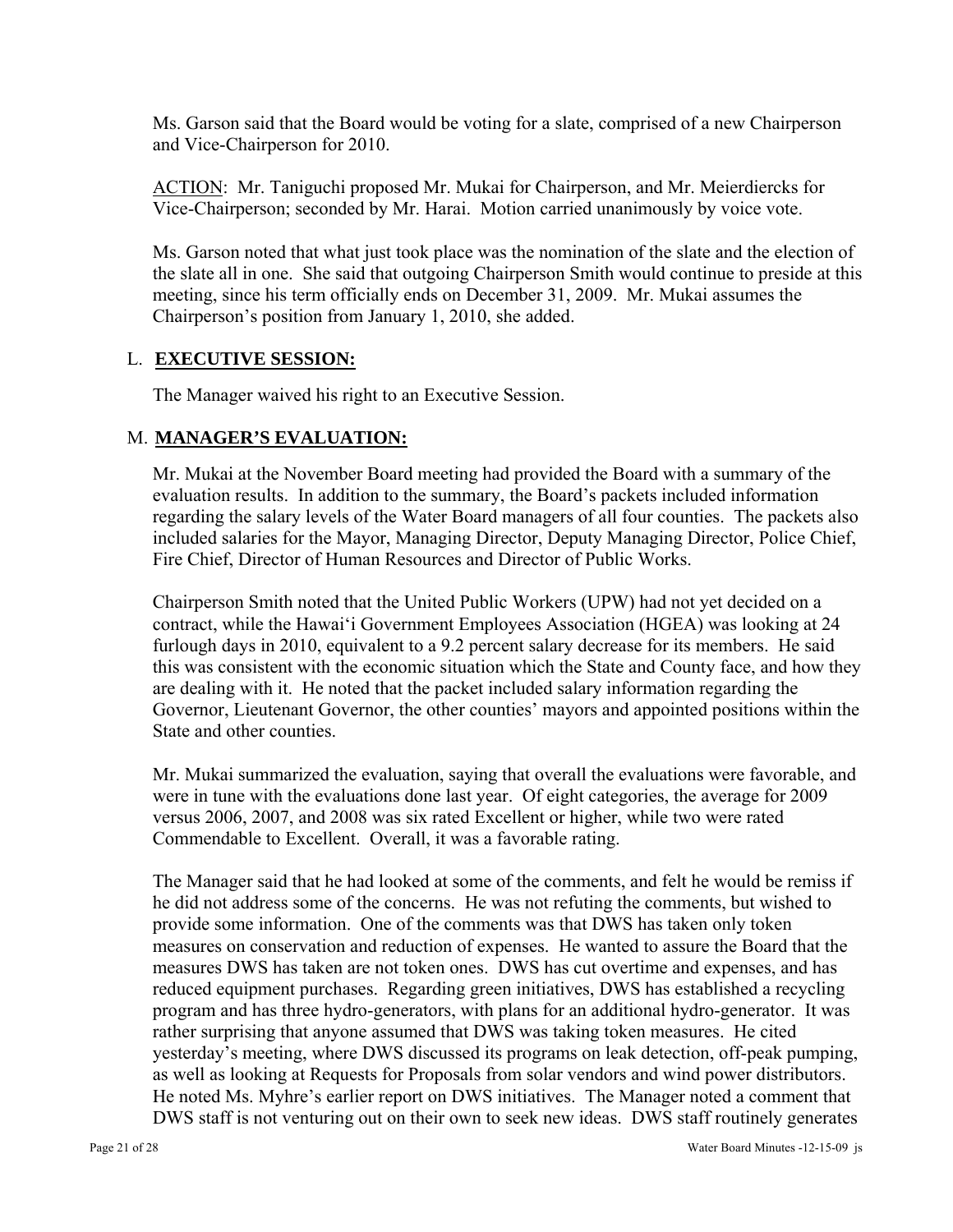Ms. Garson said that the Board would be voting for a slate, comprised of a new Chairperson and Vice-Chairperson for 2010.

ACTION: Mr. Taniguchi proposed Mr. Mukai for Chairperson, and Mr. Meierdiercks for Vice-Chairperson; seconded by Mr. Harai. Motion carried unanimously by voice vote.

Ms. Garson noted that what just took place was the nomination of the slate and the election of the slate all in one. She said that outgoing Chairperson Smith would continue to preside at this meeting, since his term officially ends on December 31, 2009. Mr. Mukai assumes the Chairperson's position from January 1, 2010, she added.

## L. EXECUTIVE SESSION:

The Manager waived his right to an Executive Session.

## M. MANAGER'S EVALUATION:

Mr. Mukai at the November Board meeting had provided the Board with a summary of the evaluation results. In addition to the summary, the Board's packets included information regarding the salary levels of the Water Board managers of all four counties. The packets also included salaries for the Mayor, Managing Director, Deputy Managing Director, Police Chief, Fire Chief, Director of Human Resources and Director of Public Works.

Chairperson Smith noted that the United Public Workers (UPW) had not yet decided on a contract, while the Hawai'i Government Employees Association (HGEA) was looking at 24 furlough days in 2010, equivalent to a 9.2 percent salary decrease for its members. He said this was consistent with the economic situation which the State and County face, and how they are dealing with it. He noted that the packet included salary information regarding the Governor, Lieutenant Governor, the other counties' mayors and appointed positions within the State and other counties.

Mr. Mukai summarized the evaluation, saying that overall the evaluations were favorable, and were in tune with the evaluations done last year. Of eight categories, the average for 2009 versus 2006, 2007, and 2008 was six rated Excellent or higher, while two were rated Commendable to Excellent. Overall, it was a favorable rating.

The Manager said that he had looked at some of the comments, and felt he would be remiss if he did not address some of the concerns. He was not refuting the comments, but wished to provide some information. One of the comments was that DWS has taken only token measures on conservation and reduction of expenses. He wanted to assure the Board that the measures DWS has taken are not token ones. DWS has cut overtime and expenses, and has reduced equipment purchases. Regarding green initiatives, DWS has established a recycling program and has three hydro-generators, with plans for an additional hydro-generator. It was rather surprising that anyone assumed that DWS was taking token measures. He cited yesterday's meeting, where DWS discussed its programs on leak detection, off-peak pumping, as well as looking at Requests for Proposals from solar vendors and wind power distributors. He noted Ms. Myhre's earlier report on DWS initiatives. The Manager noted a comment that DWS staff is not venturing out on their own to seek new ideas. DWS staff routinely generates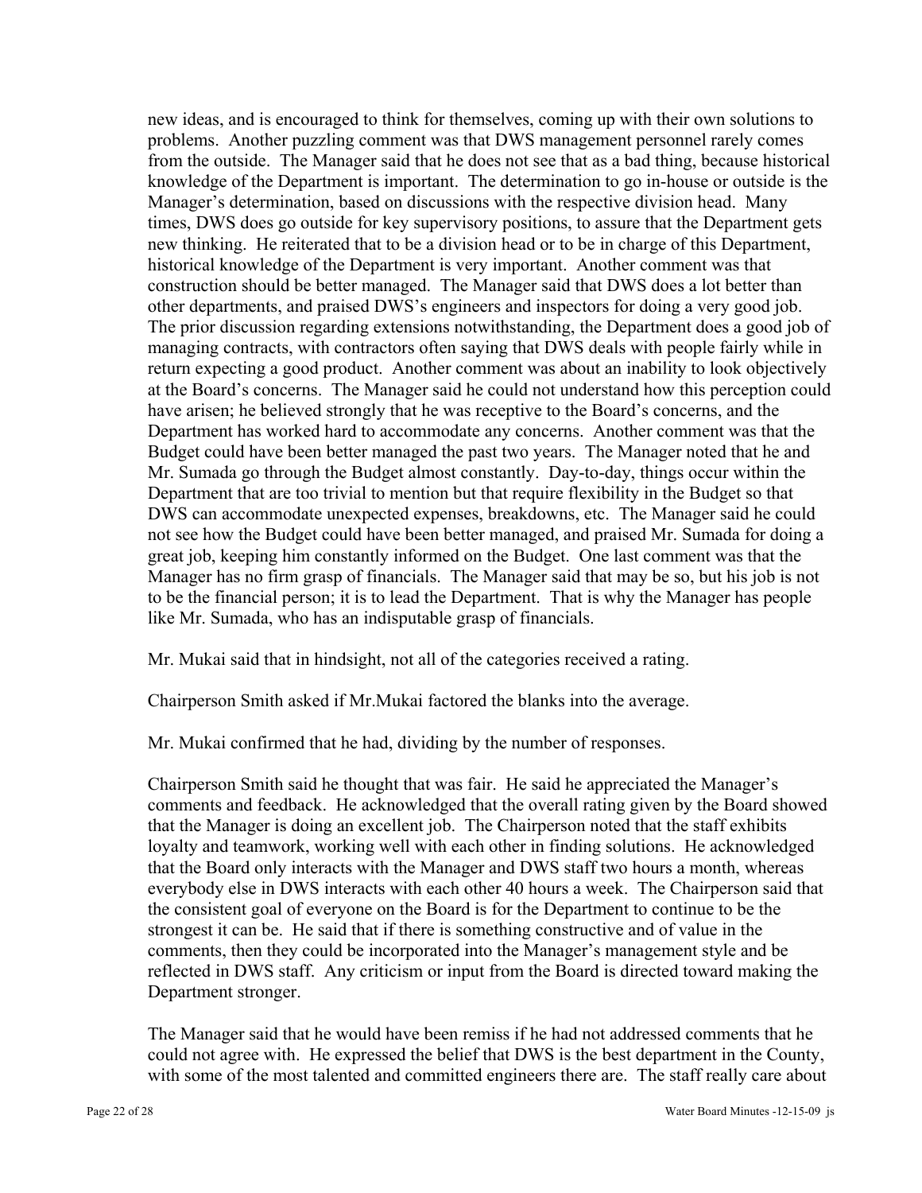new ideas, and is encouraged to think for themselves, coming up with their own solutions to problems. Another puzzling comment was that DWS management personnel rarely comes from the outside. The Manager said that he does not see that as a bad thing, because historical knowledge of the Department is important. The determination to go in-house or outside is the Manager's determination, based on discussions with the respective division head. Many times, DWS does go outside for key supervisory positions, to assure that the Department gets new thinking. He reiterated that to be a division head or to be in charge of this Department, historical knowledge of the Department is very important. Another comment was that construction should be better managed. The Manager said that DWS does a lot better than other departments, and praised DWS's engineers and inspectors for doing a very good job. The prior discussion regarding extensions notwithstanding, the Department does a good job of managing contracts, with contractors often saying that DWS deals with people fairly while in return expecting a good product. Another comment was about an inability to look objectively at the Board's concerns. The Manager said he could not understand how this perception could have arisen; he believed strongly that he was receptive to the Board's concerns, and the Department has worked hard to accommodate any concerns. Another comment was that the Budget could have been better managed the past two years. The Manager noted that he and Mr. Sumada go through the Budget almost constantly. Day-to-day, things occur within the Department that are too trivial to mention but that require flexibility in the Budget so that DWS can accommodate unexpected expenses, breakdowns, etc. The Manager said he could not see how the Budget could have been better managed, and praised Mr. Sumada for doing a great job, keeping him constantly informed on the Budget. One last comment was that the Manager has no firm grasp of financials. The Manager said that may be so, but his job is not to be the financial person; it is to lead the Department. That is why the Manager has people like Mr. Sumada, who has an indisputable grasp of financials.

Mr. Mukai said that in hindsight, not all of the categories received a rating.

Chairperson Smith asked if Mr.Mukai factored the blanks into the average.

Mr. Mukai confirmed that he had, dividing by the number of responses.

Chairperson Smith said he thought that was fair. He said he appreciated the Manager's comments and feedback. He acknowledged that the overall rating given by the Board showed that the Manager is doing an excellent job. The Chairperson noted that the staff exhibits loyalty and teamwork, working well with each other in finding solutions. He acknowledged that the Board only interacts with the Manager and DWS staff two hours a month, whereas everybody else in DWS interacts with each other 40 hours a week. The Chairperson said that the consistent goal of everyone on the Board is for the Department to continue to be the strongest it can be. He said that if there is something constructive and of value in the comments, then they could be incorporated into the Manager's management style and be reflected in DWS staff. Any criticism or input from the Board is directed toward making the Department stronger.

The Manager said that he would have been remiss if he had not addressed comments that he could not agree with. He expressed the belief that DWS is the best department in the County, with some of the most talented and committed engineers there are. The staff really care about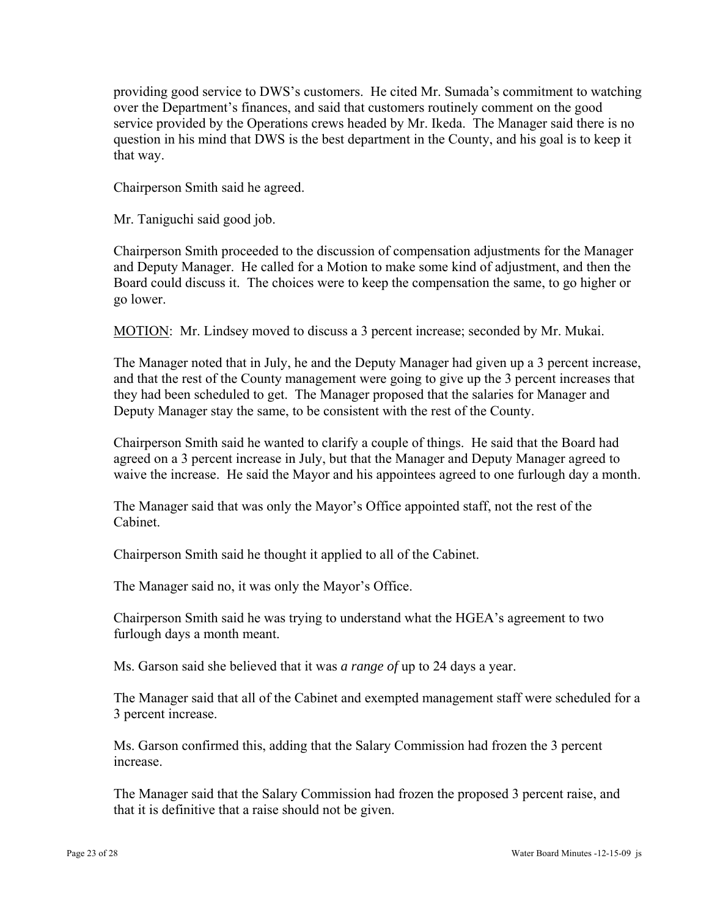providing good service to DWS's customers. He cited Mr. Sumada's commitment to watching over the Department's finances, and said that customers routinely comment on the good service provided by the Operations crews headed by Mr. Ikeda. The Manager said there is no question in his mind that DWS is the best department in the County, and his goal is to keep it that way.

Chairperson Smith said he agreed.

Mr. Taniguchi said good job.

Chairperson Smith proceeded to the discussion of compensation adjustments for the Manager and Deputy Manager. He called for a Motion to make some kind of adjustment, and then the Board could discuss it. The choices were to keep the compensation the same, to go higher or go lower.

<u>MOTION</u>: Mr. Lindsey moved to discuss a 3 percent increase; seconded by Mr. Mukai.

The Manager noted that in July, he and the Deputy Manager had given up a 3 percent increase, and that the rest of the County management were going to give up the 3 percent increases that they had been scheduled to get. The Manager proposed that the salaries for Manager and Deputy Manager stay the same, to be consistent with the rest of the County.

Chairperson Smith said he wanted to clarify a couple of things. He said that the Board had agreed on a 3 percent increase in July, but that the Manager and Deputy Manager agreed to waive the increase. He said the Mayor and his appointees agreed to one furlough day a month.

The Manager said that was only the Mayor's Office appointed staff, not the rest of the Cabinet.

Chairperson Smith said he thought it applied to all of the Cabinet.

The Manager said no, it was only the Mayor's Office.

Chairperson Smith said he was trying to understand what the HGEA's agreement to two furlough days a month meant.

Ms. Garson said she believed that it was *a range of* up to 24 days a year.

The Manager said that all of the Cabinet and exempted management staff were scheduled for a 3 percent increase.

Ms. Garson confirmed this, adding that the Salary Commission had frozen the 3 percent increase.

The Manager said that the Salary Commission had frozen the proposed 3 percent raise, and that it is definitive that a raise should not be given.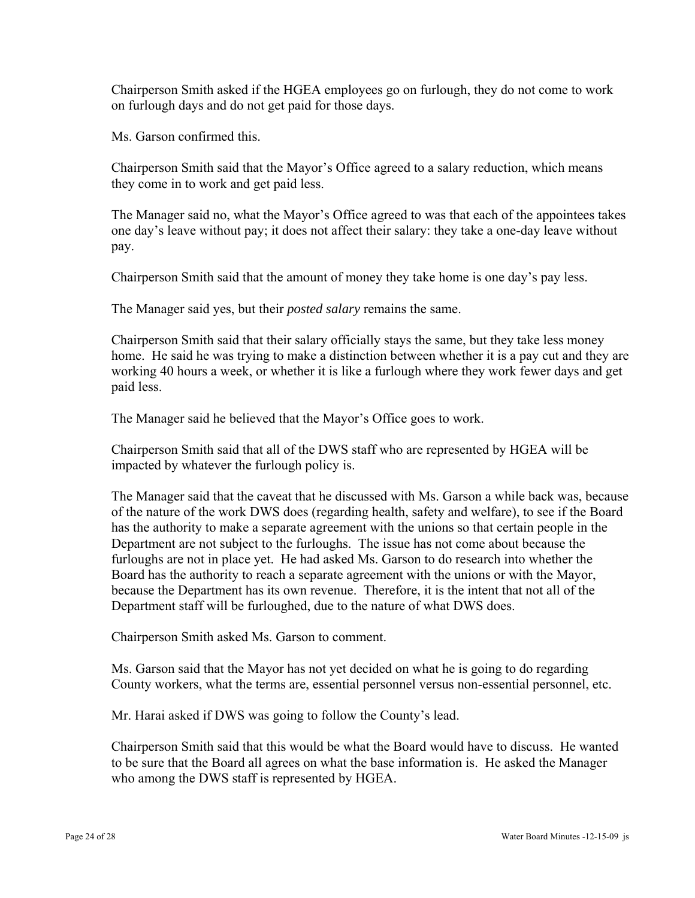Chairperson Smith asked if the HGEA employees go on furlough, they do not come to work on furlough days and do not get paid for those days.

Ms. Garson confirmed this.

Chairperson Smith said that the Mayor's Office agreed to a salary reduction, which means they come in to work and get paid less.

The Manager said no, what the Mayor's Office agreed to was that each of the appointees takes one day's leave without pay; it does not affect their salary: they take a one-day leave without pay.

Chairperson Smith said that the amount of money they take home is one day's pay less.

The Manager said yes, but their *posted salary* remains the same.

Chairperson Smith said that their salary officially stays the same, but they take less money home. He said he was trying to make a distinction between whether it is a pay cut and they are working 40 hours a week, or whether it is like a furlough where they work fewer days and get paid less.

The Manager said he believed that the Mayor's Office goes to work.

Chairperson Smith said that all of the DWS staff who are represented by HGEA will be impacted by whatever the furlough policy is.

The Manager said that the caveat that he discussed with Ms. Garson a while back was, because of the nature of the work DWS does (regarding health, safety and welfare), to see if the Board has the authority to make a separate agreement with the unions so that certain people in the Department are not subject to the furloughs. The issue has not come about because the furloughs are not in place yet. He had asked Ms. Garson to do research into whether the Board has the authority to reach a separate agreement with the unions or with the Mayor, because the Department has its own revenue. Therefore, it is the intent that not all of the Department staff will be furloughed, due to the nature of what DWS does.

Chairperson Smith asked Ms. Garson to comment.

Ms. Garson said that the Mayor has not yet decided on what he is going to do regarding County workers, what the terms are, essential personnel versus non-essential personnel, etc.

Mr. Harai asked if DWS was going to follow the County's lead.

Chairperson Smith said that this would be what the Board would have to discuss. He wanted to be sure that the Board all agrees on what the base information is. He asked the Manager who among the DWS staff is represented by HGEA.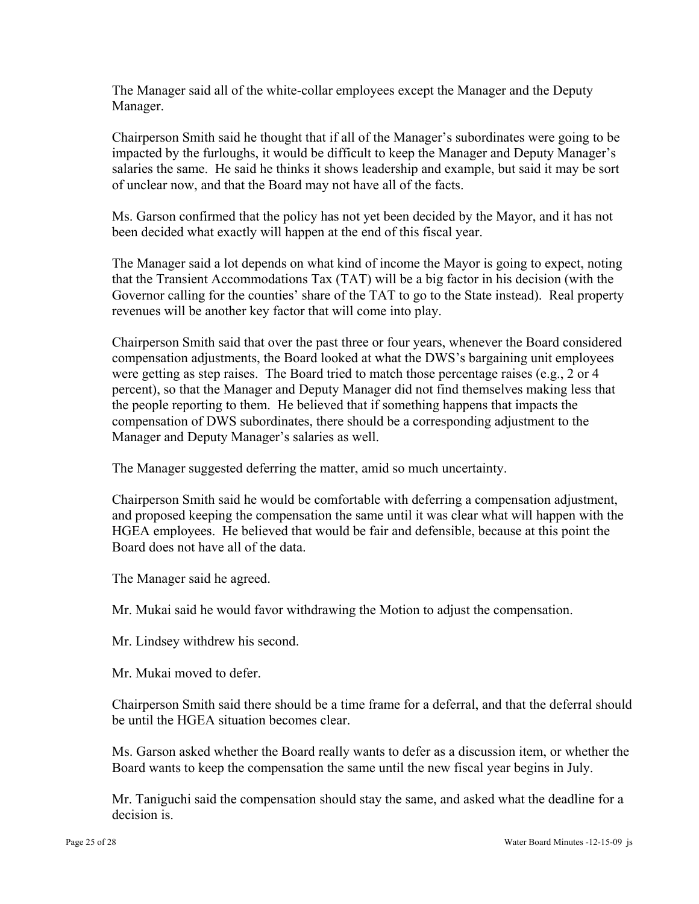The Manager said all of the white-collar employees except the Manager and the Deputy Manager.

Chairperson Smith said he thought that if all of the Manager's subordinates were going to be impacted by the furloughs, it would be difficult to keep the Manager and Deputy Manager's salaries the same. He said he thinks it shows leadership and example, but said it may be sort of unclear now, and that the Board may not have all of the facts.

Ms. Garson confirmed that the policy has not yet been decided by the Mayor, and it has not been decided what exactly will happen at the end of this fiscal year.

The Manager said a lot depends on what kind of income the Mayor is going to expect, noting that the Transient Accommodations Tax (TAT) will be a big factor in his decision (with the Governor calling for the counties' share of the TAT to go to the State instead). Real property revenues will be another key factor that will come into play.

Chairperson Smith said that over the past three or four years, whenever the Board considered compensation adjustments, the Board looked at what the DWS's bargaining unit employees were getting as step raises. The Board tried to match those percentage raises (e.g., 2 or 4 percent), so that the Manager and Deputy Manager did not find themselves making less that the people reporting to them. He believed that if something happens that impacts the compensation of DWS subordinates, there should be a corresponding adjustment to the Manager and Deputy Manager's salaries as well.

The Manager suggested deferring the matter, amid so much uncertainty.

Chairperson Smith said he would be comfortable with deferring a compensation adjustment, and proposed keeping the compensation the same until it was clear what will happen with the HGEA employees. He believed that would be fair and defensible, because at this point the Board does not have all of the data.

The Manager said he agreed.

Mr. Mukai said he would favor withdrawing the Motion to adjust the compensation.

Mr. Lindsey withdrew his second.

Mr. Mukai moved to defer.

Chairperson Smith said there should be a time frame for a deferral, and that the deferral should be until the HGEA situation becomes clear.

Ms. Garson asked whether the Board really wants to defer as a discussion item, or whether the Board wants to keep the compensation the same until the new fiscal year begins in July.

Mr. Taniguchi said the compensation should stay the same, and asked what the deadline for a decision is.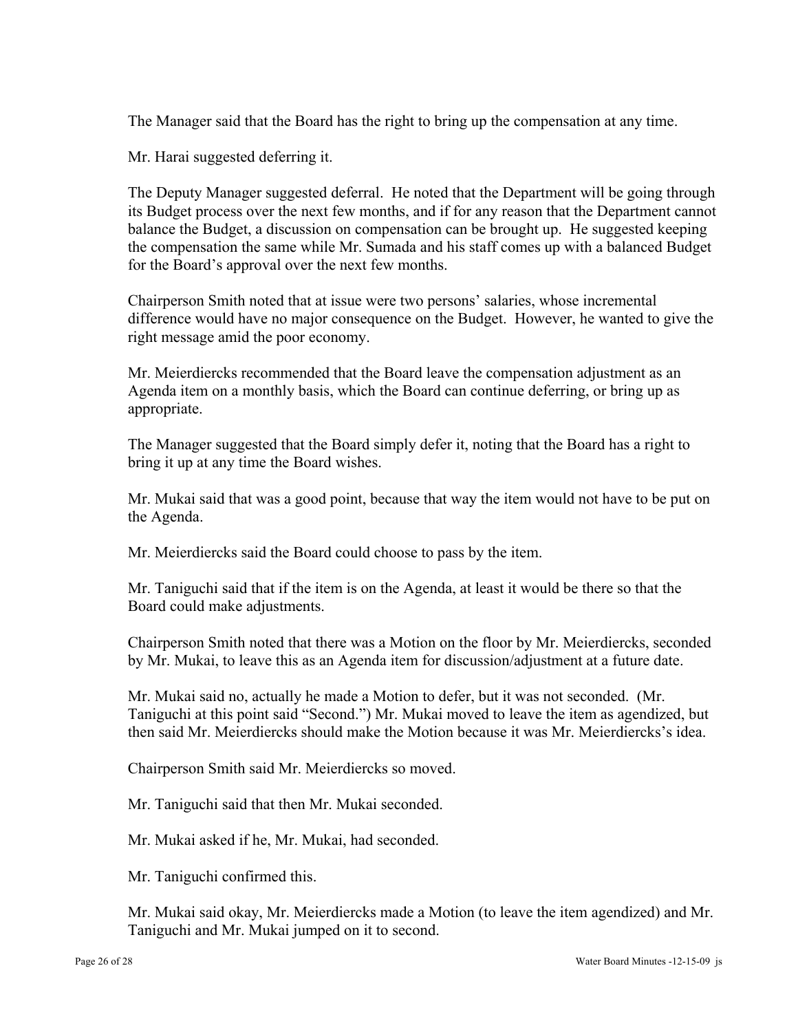The Manager said that the Board has the right to bring up the compensation at any time.

Mr. Harai suggested deferring it.

The Deputy Manager suggested deferral. He noted that the Department will be going through its Budget process over the next few months, and if for any reason that the Department cannot balance the Budget, a discussion on compensation can be brought up. He suggested keeping the compensation the same while Mr. Sumada and his staff comes up with a balanced Budget for the Board's approval over the next few months.

Chairperson Smith noted that at issue were two persons' salaries, whose incremental difference would have no major consequence on the Budget. However, he wanted to give the right message amid the poor economy.

Mr. Meierdiercks recommended that the Board leave the compensation adjustment as an Agenda item on a monthly basis, which the Board can continue deferring, or bring up as appropriate.

The Manager suggested that the Board simply defer it, noting that the Board has a right to bring it up at any time the Board wishes.

Mr. Mukai said that was a good point, because that way the item would not have to be put on the Agenda.

Mr. Meierdiercks said the Board could choose to pass by the item.

Mr. Taniguchi said that if the item is on the Agenda, at least it would be there so that the Board could make adjustments.

Chairperson Smith noted that there was a Motion on the floor by Mr. Meierdiercks, seconded by Mr. Mukai, to leave this as an Agenda item for discussion/adjustment at a future date.

Mr. Mukai said no, actually he made a Motion to defer, but it was not seconded. (Mr. Taniguchi at this point said "Second.") Mr. Mukai moved to leave the item as agendized, but then said Mr. Meierdiercks should make the Motion because it was Mr. Meierdiercks's idea.

Chairperson Smith said Mr. Meierdiercks so moved.

Mr. Taniguchi said that then Mr. Mukai seconded.

Mr. Mukai asked if he, Mr. Mukai, had seconded.

Mr. Taniguchi confirmed this.

Mr. Mukai said okay, Mr. Meierdiercks made a Motion (to leave the item agendized) and Mr. Taniguchi and Mr. Mukai jumped on it to second.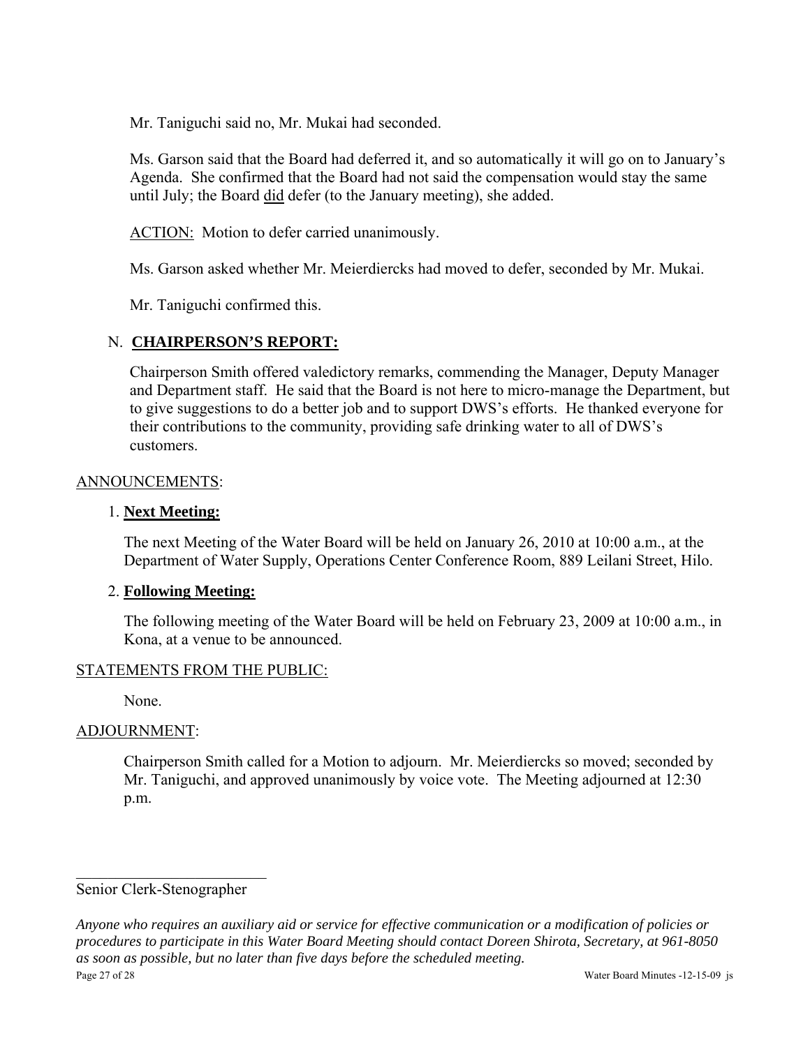Mr. Taniguchi said no, Mr. Mukai had seconded.

Ms. Garson said that the Board had deferred it, and so automatically it will go on to January's Agenda. She confirmed that the Board had not said the compensation would stay the same until July; the Board did defer (to the January meeting), she added.

ACTION: Motion to defer carried unanimously.

Ms. Garson asked whether Mr. Meierdiercks had moved to defer, seconded by Mr. Mukai.

Mr. Taniguchi confirmed this.

## N. **CHAIRPERSON'S REPORT:**

Chairperson Smith offered valedictory remarks, commending the Manager, Deputy Manager and Department staff. He said that the Board is not here to micro-manage the Department, but to give suggestions to do a better job and to support DWS's efforts. He thanked everyone for their contributions to the community, providing safe drinking water to all of DWS's customers.

## ANNOUNCEMENTS:

### 1. **Next Meeting:**

The next Meeting of the Water Board will be held on January 26, 2010 at 10:00 a.m., at the Department of Water Supply, Operations Center Conference Room, 889 Leilani Street, Hilo.

### 2. **Following Meeting:**

The following meeting of the Water Board will be held on February 23, 2009 at 10:00 a.m., in Kona, at a venue to be announced.

## STATEMENTS FROM THE PUBLIC:

None.

## ADJOURNMENT:

Chairperson Smith called for a Motion to adjourn. Mr. Meierdiercks so moved; seconded by Mr. Taniguchi, and approved unanimously by voice vote. The Meeting adjourned at 12:30 p.m.

\_\_\_\_\_\_\_\_\_\_\_\_\_\_\_\_\_\_\_\_\_\_\_\_\_

Senior Clerk-Stenographer

*Anyone who requires an auxiliary aid or service for effective communication or a modification of policies or procedures to participate in this Water Board Meeting should contact Doreen Shirota, Secretary, at 961-8050 as soon as possible, but no later than five days before the scheduled meeting.*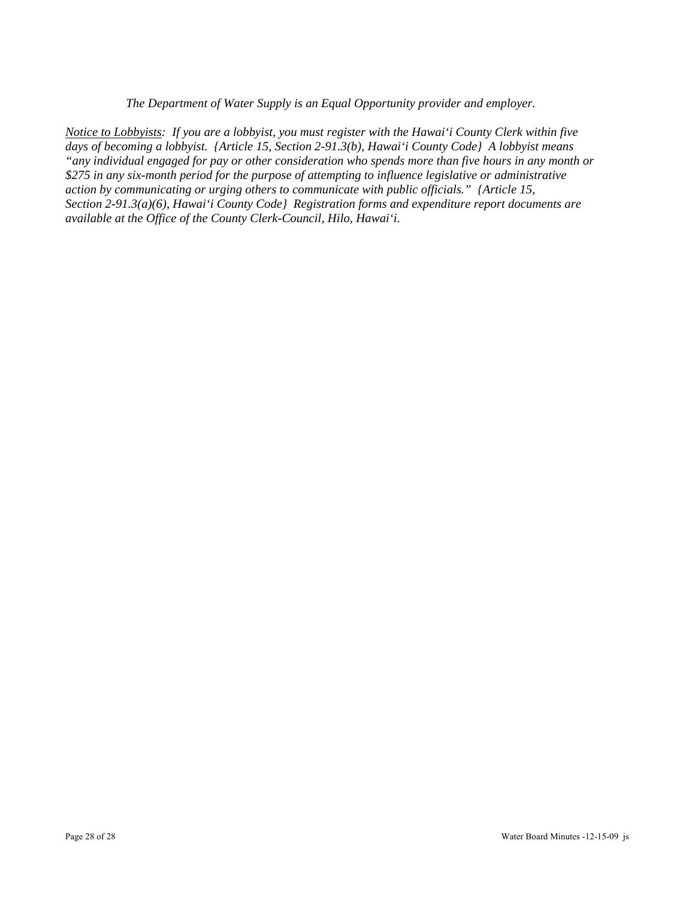*The Department of Water Supply is an Equal Opportunity provider and employer.*

*<u>Notice to Lobbyists</u>: If you are a lobbyist, you must register with the Hawai'i County Clerk within five days of becoming a lobbyist. {Article 15, Section 2-91.3(b), Hawai'i County Code} A lobbyist means "any individual engaged for pay or other consideration who spends more than five hours in any month or $275 in any six-month period for the purpose of attempting to influence legislative or administrative action by communicating or urging others to communicate with public officials." {Article 15, Section 2-91.3(a)(6), Hawai'i County Code} Registration forms and expenditure report documents are available at the Office of the County Clerk-Council, Hilo, Hawai'i.*